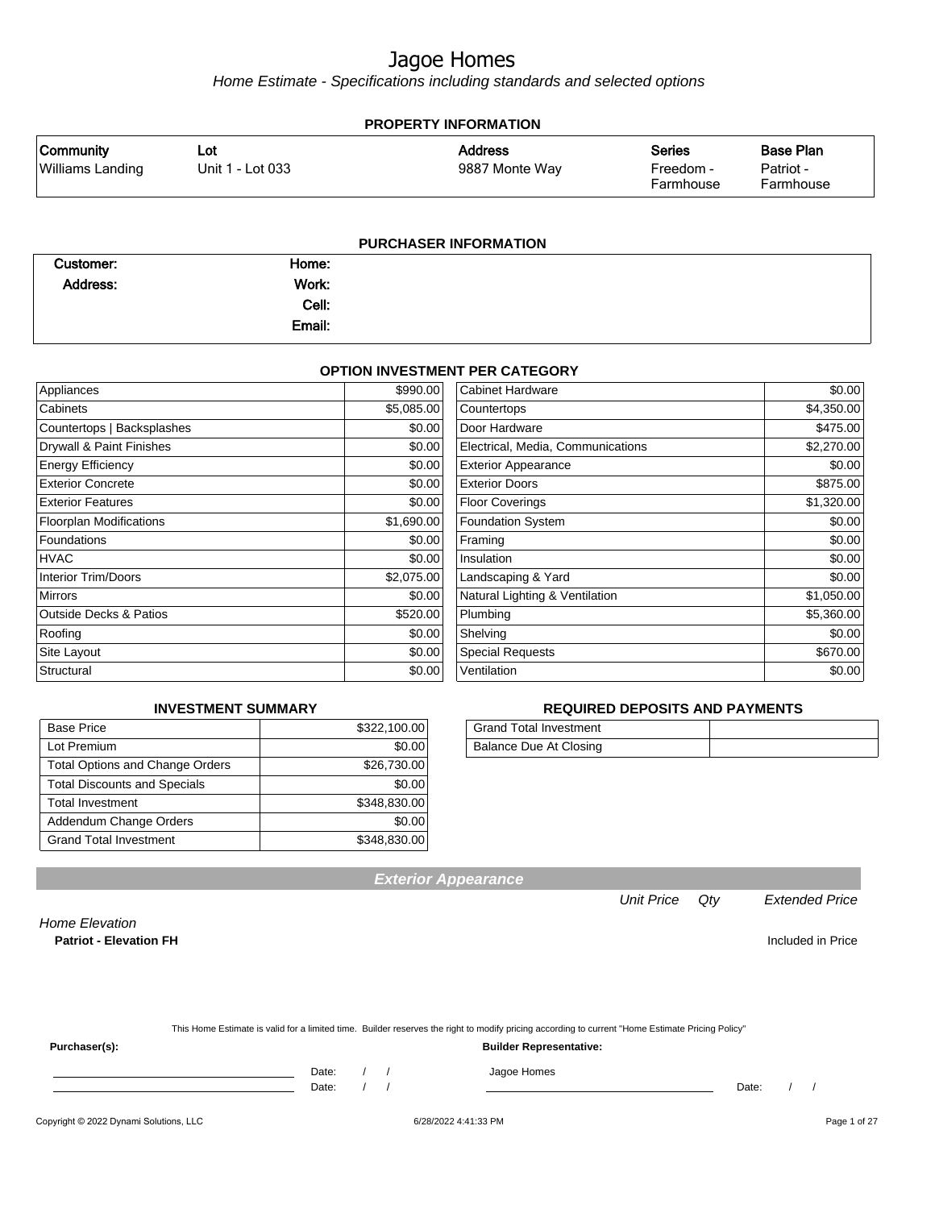# Jagoe Homes

*Home Estimate - Specifications including standards and selected options*

## PROPERTY INFORMATION

| Community | Lot | Address | Series | Base Plan |
|---|---|---|---|---|
| Williams Landing | Unit 1 - Lot 033 | 9887 Monte Way | Freedom - Farmhouse | Patriot - Farmhouse |

## PURCHASER INFORMATION

| | | |
|---|---|---|
| **Customer:** | **Home:** | |
| **Address:** | **Work:** | |
| | **Cell:** | |
| | **Email:** | |

## OPTION INVESTMENT PER CATEGORY

| Category | Amount | Category | Amount |
|---|---|---|---|
| Appliances | $990.00 | Cabinet Hardware | $0.00 |
| Cabinets | $5,085.00 | Countertops | $4,350.00 |
| Countertops \| Backsplashes | $0.00 | Door Hardware | $475.00 |
| Drywall & Paint Finishes | $0.00 | Electrical, Media, Communications | $2,270.00 |
| Energy Efficiency | $0.00 | Exterior Appearance | $0.00 |
| Exterior Concrete | $0.00 | Exterior Doors | $875.00 |
| Exterior Features | $0.00 | Floor Coverings | $1,320.00 |
| Floorplan Modifications | $1,690.00 | Foundation System | $0.00 |
| Foundations | $0.00 | Framing | $0.00 |
| HVAC | $0.00 | Insulation | $0.00 |
| Interior Trim/Doors | $2,075.00 | Landscaping & Yard | $0.00 |
| Mirrors | $0.00 | Natural Lighting & Ventilation | $1,050.00 |
| Outside Decks & Patios | $520.00 | Plumbing | $5,360.00 |
| Roofing | $0.00 | Shelving | $0.00 |
| Site Layout | $0.00 | Special Requests | $670.00 |
| Structural | $0.00 | Ventilation | $0.00 |

## INVESTMENT SUMMARY

| | |
|---|---|
| Base Price | $322,100.00 |
| Lot Premium | $0.00 |
| Total Options and Change Orders | $26,730.00 |
| Total Discounts and Specials | $0.00 |
| Total Investment | $348,830.00 |
| Addendum Change Orders | $0.00 |
| Grand Total Investment | $348,830.00 |

## REQUIRED DEPOSITS AND PAYMENTS

| | |
|---|---|
| Grand Total Investment | |
| Balance Due At Closing | |

## Exterior Appearance

| | Unit Price | Qty | Extended Price |
|---|---|---|---|
| *Home Elevation* | | | |
| **Patriot - Elevation FH** | | | Included in Price |

This Home Estimate is valid for a limited time. Builder reserves the right to modify pricing according to current "Home Estimate Pricing Policy"

**Purchaser(s):**

_______________________ Date: / /

_______________________ Date: / /

**Builder Representative:**

Jagoe Homes

_______________________ Date: / /

Copyright © 2022 Dynami Solutions, LLC — 6/28/2022 4:41:33 PM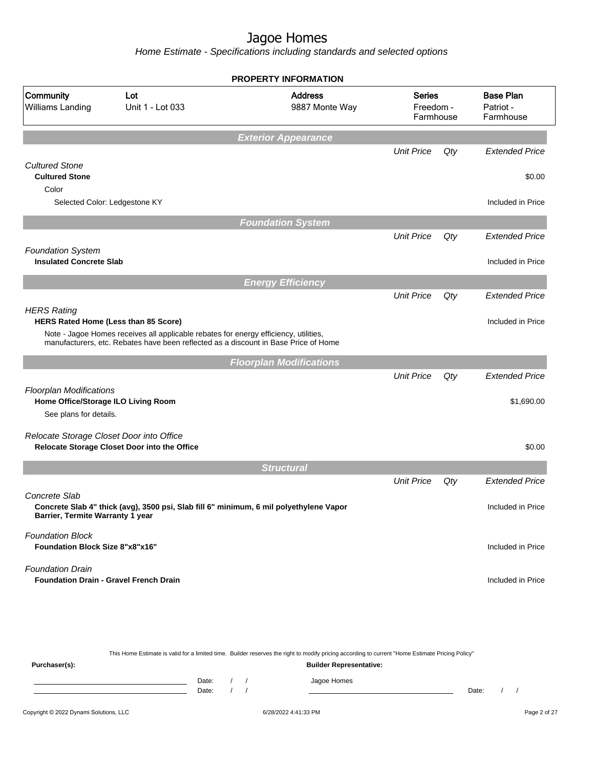# Jagoe Homes

Home Estimate - Specifications including standards and selected options

## PROPERTY INFORMATION

| Community | Lot | Address | Series | Base Plan |
|---|---|---|---|---|
| Williams Landing | Unit 1 - Lot 033 | 9887 Monte Way | Freedom - Farmhouse | Patriot - Farmhouse |

## Exterior Appearance

| | Unit Price | Qty | Extended Price |
|---|---|---|---|
| *Cultured Stone* | | | |
| **Cultured Stone** | | | $0.00 |
| Color | | | |
| Selected Color: Ledgestone KY | | | Included in Price |

## Foundation System

| | Unit Price | Qty | Extended Price |
|---|---|---|---|
| *Foundation System* | | | |
| **Insulated Concrete Slab** | | | Included in Price |

## Energy Efficiency

| | Unit Price | Qty | Extended Price |
|---|---|---|---|
| *HERS Rating* | | | |
| **HERS Rated Home (Less than 85 Score)** | | | Included in Price |
| Note - Jagoe Homes receives all applicable rebates for energy efficiency, utilities, manufacturers, etc. Rebates have been reflected as a discount in Base Price of Home | | | |

## Floorplan Modifications

| | Unit Price | Qty | Extended Price |
|---|---|---|---|
| *Floorplan Modifications* | | | |
| **Home Office/Storage ILO Living Room** | | | $1,690.00 |
| See plans for details. | | | |
| *Relocate Storage Closet Door into Office* | | | |
| **Relocate Storage Closet Door into the Office** | | | $0.00 |

## Structural

| | Unit Price | Qty | Extended Price |
|---|---|---|---|
| *Concrete Slab* | | | |
| **Concrete Slab 4" thick (avg), 3500 psi, Slab fill 6" minimum, 6 mil polyethylene Vapor Barrier, Termite Warranty 1 year** | | | Included in Price |
| *Foundation Block* | | | |
| **Foundation Block Size 8"x8"x16"** | | | Included in Price |
| *Foundation Drain* | | | |
| **Foundation Drain - Gravel French Drain** | | | Included in Price |

This Home Estimate is valid for a limited time. Builder reserves the right to modify pricing according to current "Home Estimate Pricing Policy"

**Purchaser(s):** Date: / / Date: / /

**Builder Representative:** Jagoe Homes Date: / /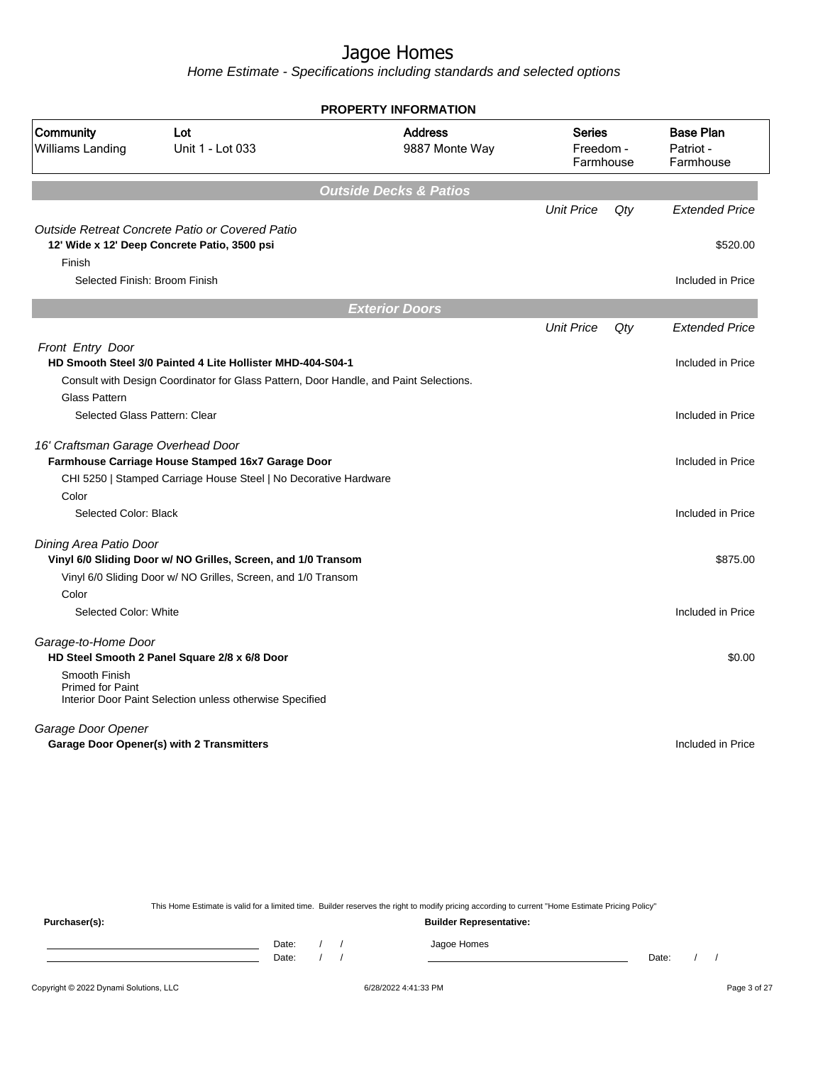# Jagoe Homes

*Home Estimate - Specifications including standards and selected options*

**PROPERTY INFORMATION**

| Community | Lot | Address | Series | Base Plan |
|---|---|---|---|---|
| Williams Landing | Unit 1 - Lot 033 | 9887 Monte Way | Freedom - Farmhouse | Patriot - Farmhouse |

## Outside Decks & Patios

| | Unit Price | Qty | Extended Price |
|---|---|---|---|
| *Outside Retreat Concrete Patio or Covered Patio* | | | |
| **12' Wide x 12' Deep Concrete Patio, 3500 psi** | | | $520.00 |
| Finish | | | |
| Selected Finish: Broom Finish | | | Included in Price |

## Exterior Doors

| | Unit Price | Qty | Extended Price |
|---|---|---|---|
| *Front Entry Door* | | | |
| **HD Smooth Steel 3/0 Painted 4 Lite Hollister MHD-404-S04-1** | | | Included in Price |
| Consult with Design Coordinator for Glass Pattern, Door Handle, and Paint Selections. | | | |
| Glass Pattern | | | |
| Selected Glass Pattern: Clear | | | Included in Price |
| *16' Craftsman Garage Overhead Door* | | | |
| **Farmhouse Carriage House Stamped 16x7 Garage Door** | | | Included in Price |
| CHI 5250 \| Stamped Carriage House Steel \| No Decorative Hardware | | | |
| Color | | | |
| Selected Color: Black | | | Included in Price |
| *Dining Area Patio Door* | | | |
| **Vinyl 6/0 Sliding Door w/ NO Grilles, Screen, and 1/0 Transom** | | | $875.00 |
| Vinyl 6/0 Sliding Door w/ NO Grilles, Screen, and 1/0 Transom | | | |
| Color | | | |
| Selected Color: White | | | Included in Price |
| *Garage-to-Home Door* | | | |
| **HD Steel Smooth 2 Panel Square 2/8 x 6/8 Door** | | | $0.00 |
| Smooth Finish<br>Primed for Paint<br>Interior Door Paint Selection unless otherwise Specified | | | |
| *Garage Door Opener* | | | |
| **Garage Door Opener(s) with 2 Transmitters** | | | Included in Price |

This Home Estimate is valid for a limited time. Builder reserves the right to modify pricing according to current "Home Estimate Pricing Policy"

**Purchaser(s):** **Builder Representative:**

Date: / / Jagoe Homes
Date: / / Date: / /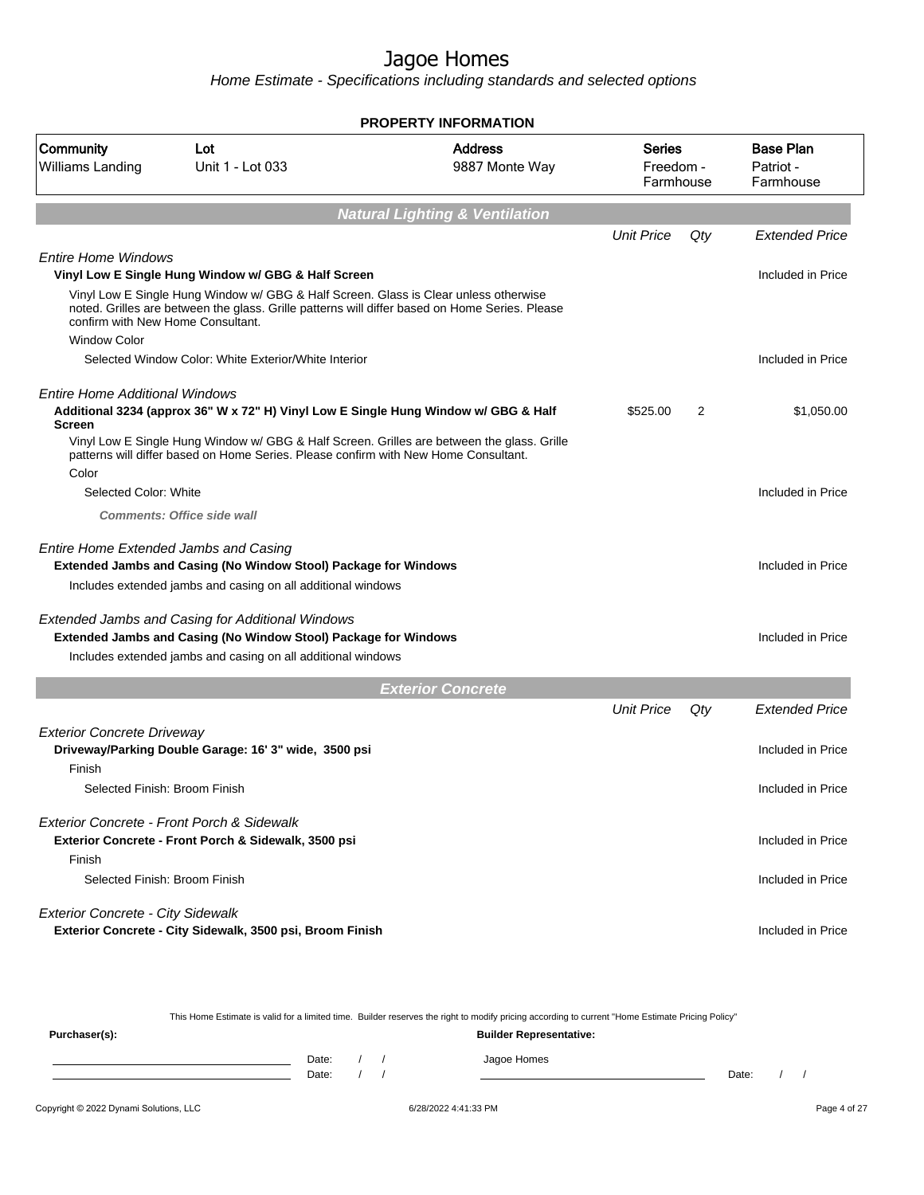# Jagoe Homes

*Home Estimate - Specifications including standards and selected options*

## PROPERTY INFORMATION

| Community | Lot | Address | Series | Base Plan |
|---|---|---|---|---|
| Williams Landing | Unit 1 - Lot 033 | 9887 Monte Way | Freedom - Farmhouse | Patriot - Farmhouse |

## Natural Lighting & Ventilation

| | Unit Price | Qty | Extended Price |
|---|---|---|---|
| *Entire Home Windows* | | | |
| **Vinyl Low E Single Hung Window w/ GBG & Half Screen** | | | Included in Price |
| Vinyl Low E Single Hung Window w/ GBG & Half Screen. Glass is Clear unless otherwise noted. Grilles are between the glass. Grille patterns will differ based on Home Series. Please confirm with New Home Consultant. | | | |
| Window Color | | | |
| Selected Window Color: White Exterior/White Interior | | | Included in Price |
| *Entire Home Additional Windows* | | | |
| **Additional 3234 (approx 36" W x 72" H) Vinyl Low E Single Hung Window w/ GBG & Half Screen** | $525.00 | 2 | $1,050.00 |
| Vinyl Low E Single Hung Window w/ GBG & Half Screen. Grilles are between the glass. Grille patterns will differ based on Home Series. Please confirm with New Home Consultant. | | | |
| Color | | | |
| Selected Color: White | | | Included in Price |
| ***Comments: Office side wall*** | | | |
| *Entire Home Extended Jambs and Casing* | | | |
| **Extended Jambs and Casing (No Window Stool) Package for Windows** | | | Included in Price |
| Includes extended jambs and casing on all additional windows | | | |
| *Extended Jambs and Casing for Additional Windows* | | | |
| **Extended Jambs and Casing (No Window Stool) Package for Windows** | | | Included in Price |
| Includes extended jambs and casing on all additional windows | | | |

## Exterior Concrete

| | Unit Price | Qty | Extended Price |
|---|---|---|---|
| *Exterior Concrete Driveway* | | | |
| **Driveway/Parking Double Garage: 16' 3" wide, 3500 psi** | | | Included in Price |
| Finish | | | |
| Selected Finish: Broom Finish | | | Included in Price |
| *Exterior Concrete - Front Porch & Sidewalk* | | | |
| **Exterior Concrete - Front Porch & Sidewalk, 3500 psi** | | | Included in Price |
| Finish | | | |
| Selected Finish: Broom Finish | | | Included in Price |
| *Exterior Concrete - City Sidewalk* | | | |
| **Exterior Concrete - City Sidewalk, 3500 psi, Broom Finish** | | | Included in Price |

This Home Estimate is valid for a limited time. Builder reserves the right to modify pricing according to current "Home Estimate Pricing Policy"

**Purchaser(s):**

Date: / /

Date: / /

**Builder Representative:**

Jagoe Homes

Date: / /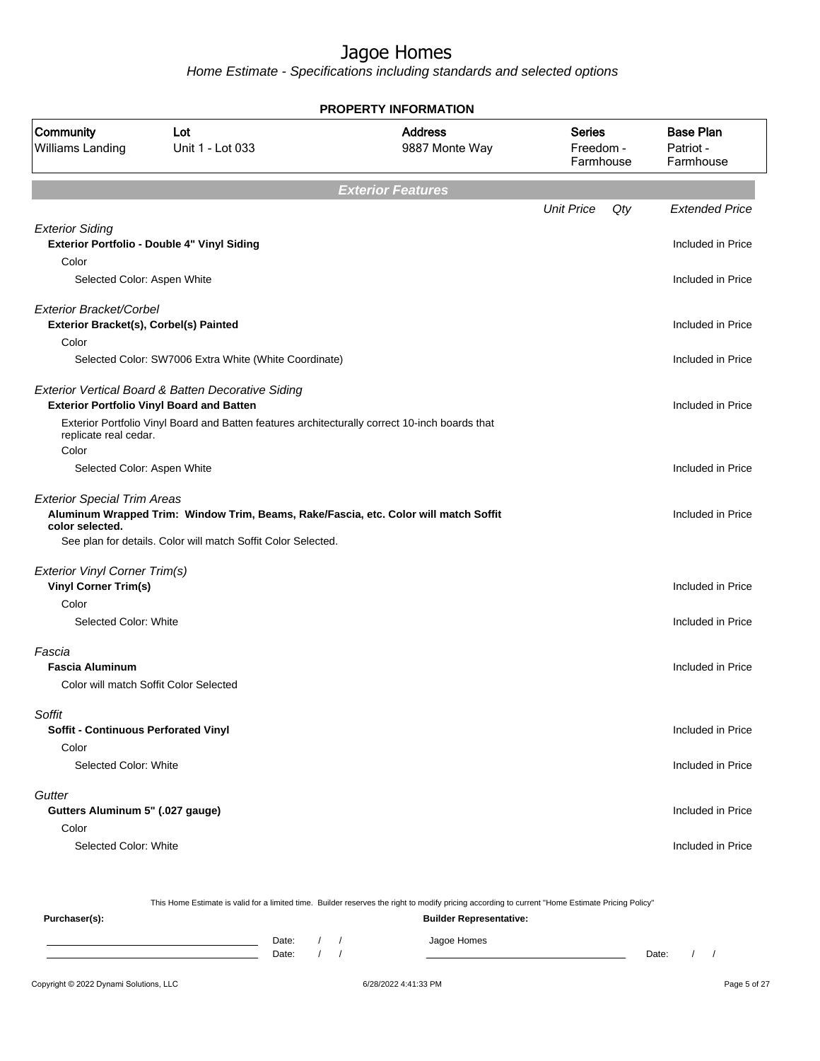# Jagoe Homes

*Home Estimate - Specifications including standards and selected options*

## PROPERTY INFORMATION

| Community | Lot | Address | Series | Base Plan |
|---|---|---|---|---|
| Williams Landing | Unit 1 - Lot 033 | 9887 Monte Way | Freedom - Farmhouse | Patriot - Farmhouse |

## Exterior Features

| | Unit Price | Qty | Extended Price |
|---|---|---|---|
| *Exterior Siding* | | | |
| **Exterior Portfolio - Double 4" Vinyl Siding** | | | Included in Price |
| Color | | | |
| Selected Color: Aspen White | | | Included in Price |
| *Exterior Bracket/Corbel* | | | |
| **Exterior Bracket(s), Corbel(s) Painted** | | | Included in Price |
| Color | | | |
| Selected Color: SW7006 Extra White (White Coordinate) | | | Included in Price |
| *Exterior Vertical Board & Batten Decorative Siding* | | | |
| **Exterior Portfolio Vinyl Board and Batten** | | | Included in Price |
| Exterior Portfolio Vinyl Board and Batten features architecturally correct 10-inch boards that replicate real cedar. | | | |
| Color | | | |
| Selected Color: Aspen White | | | Included in Price |
| *Exterior Special Trim Areas* | | | |
| **Aluminum Wrapped Trim: Window Trim, Beams, Rake/Fascia, etc. Color will match Soffit color selected.** | | | Included in Price |
| See plan for details. Color will match Soffit Color Selected. | | | |
| *Exterior Vinyl Corner Trim(s)* | | | |
| **Vinyl Corner Trim(s)** | | | Included in Price |
| Color | | | |
| Selected Color: White | | | Included in Price |
| *Fascia* | | | |
| **Fascia Aluminum** | | | Included in Price |
| Color will match Soffit Color Selected | | | |
| *Soffit* | | | |
| **Soffit - Continuous Perforated Vinyl** | | | Included in Price |
| Color | | | |
| Selected Color: White | | | Included in Price |
| *Gutter* | | | |
| **Gutters Aluminum 5" (.027 gauge)** | | | Included in Price |
| Color | | | |
| Selected Color: White | | | Included in Price |

This Home Estimate is valid for a limited time. Builder reserves the right to modify pricing according to current "Home Estimate Pricing Policy"

**Purchaser(s):**

Date: / /

Date: / /

**Builder Representative:**

Jagoe Homes

Date: / /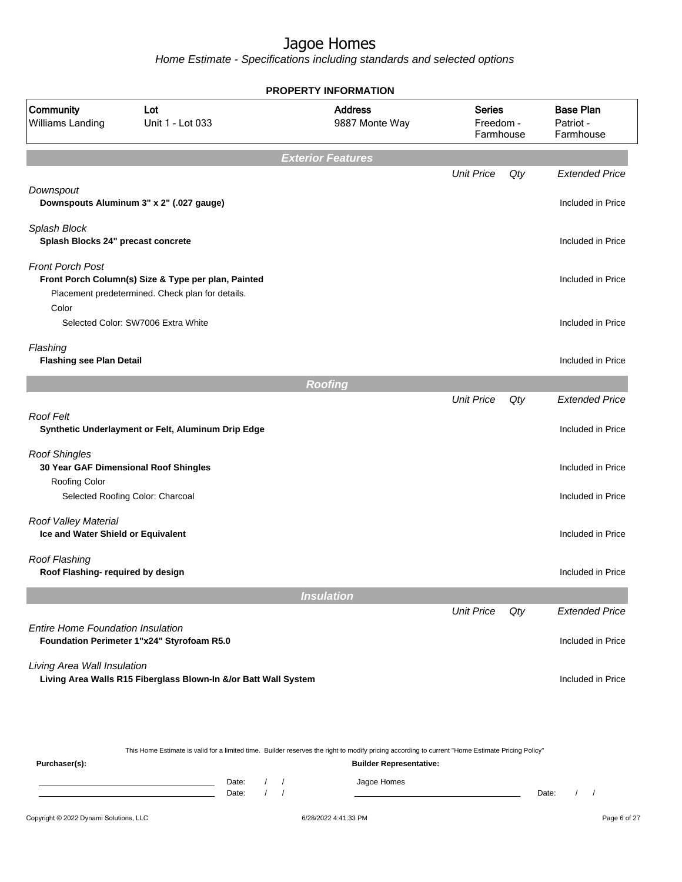# Jagoe Homes

*Home Estimate - Specifications including standards and selected options*

**PROPERTY INFORMATION**

| Community | Lot | Address | Series | Base Plan |
|---|---|---|---|---|
| Williams Landing | Unit 1 - Lot 033 | 9887 Monte Way | Freedom - Farmhouse | Patriot - Farmhouse |

## Exterior Features

| | Unit Price | Qty | Extended Price |
|---|---|---|---|
| *Downspout* | | | |
| **Downspouts Aluminum 3" x 2" (.027 gauge)** | | | Included in Price |
| *Splash Block* | | | |
| **Splash Blocks 24" precast concrete** | | | Included in Price |
| *Front Porch Post* | | | |
| **Front Porch Column(s) Size & Type per plan, Painted** | | | Included in Price |
| Placement predetermined. Check plan for details. | | | |
| Color | | | |
| Selected Color: SW7006 Extra White | | | Included in Price |
| *Flashing* | | | |
| **Flashing see Plan Detail** | | | Included in Price |

## Roofing

| | Unit Price | Qty | Extended Price |
|---|---|---|---|
| *Roof Felt* | | | |
| **Synthetic Underlayment or Felt, Aluminum Drip Edge** | | | Included in Price |
| *Roof Shingles* | | | |
| **30 Year GAF Dimensional Roof Shingles** | | | Included in Price |
| Roofing Color | | | |
| Selected Roofing Color: Charcoal | | | Included in Price |
| *Roof Valley Material* | | | |
| **Ice and Water Shield or Equivalent** | | | Included in Price |
| *Roof Flashing* | | | |
| **Roof Flashing- required by design** | | | Included in Price |

## Insulation

| | Unit Price | Qty | Extended Price |
|---|---|---|---|
| *Entire Home Foundation Insulation* | | | |
| **Foundation Perimeter 1"x24" Styrofoam R5.0** | | | Included in Price |
| *Living Area Wall Insulation* | | | |
| **Living Area Walls R15 Fiberglass Blown-In &/or Batt Wall System** | | | Included in Price |

This Home Estimate is valid for a limited time. Builder reserves the right to modify pricing according to current "Home Estimate Pricing Policy"

**Purchaser(s):**

Date: / /

Date: / /

**Builder Representative:**

Jagoe Homes

Date: / /

Copyright © 2022 Dynami Solutions, LLC — 6/28/2022 4:41:33 PM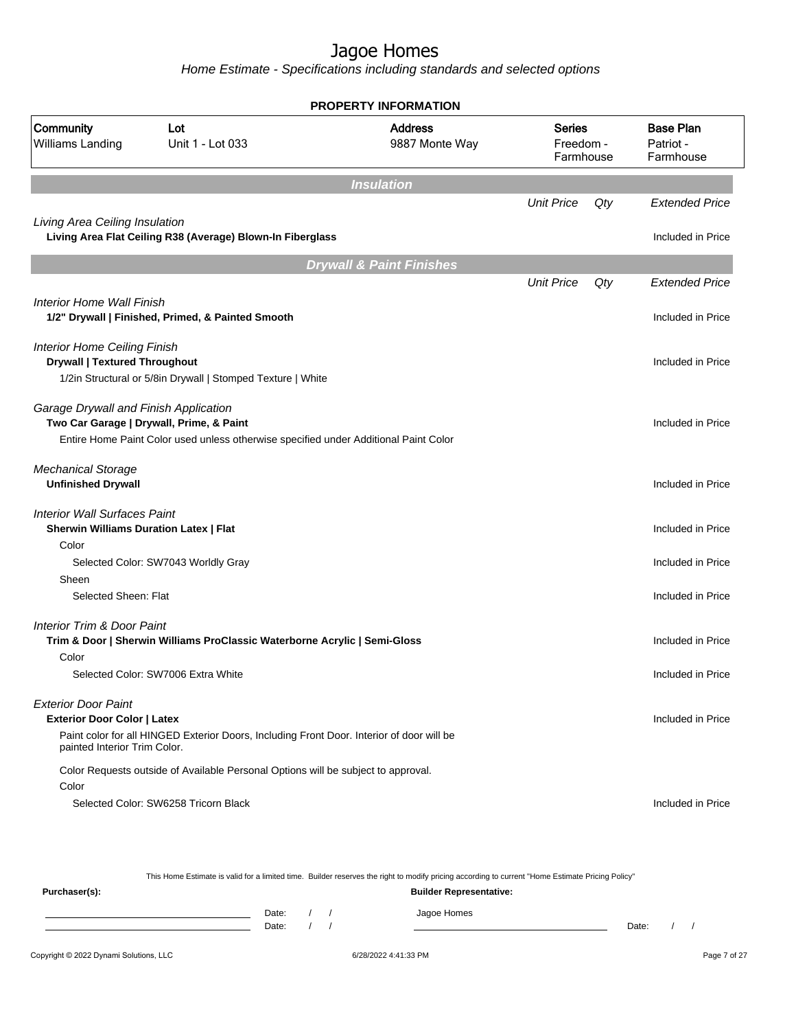# Jagoe Homes

*Home Estimate - Specifications including standards and selected options*

**PROPERTY INFORMATION**

| Community | Lot | Address | Series | Base Plan |
|---|---|---|---|---|
| Williams Landing | Unit 1 - Lot 033 | 9887 Monte Way | Freedom - Farmhouse | Patriot - Farmhouse |

## Insulation

| | Unit Price | Qty | Extended Price |
|---|---|---|---|
| *Living Area Ceiling Insulation* | | | |
| **Living Area Flat Ceiling R38 (Average) Blown-In Fiberglass** | | | Included in Price |

## Drywall & Paint Finishes

| | Unit Price | Qty | Extended Price |
|---|---|---|---|
| *Interior Home Wall Finish* | | | |
| **1/2" Drywall \| Finished, Primed, & Painted Smooth** | | | Included in Price |
| *Interior Home Ceiling Finish* | | | |
| **Drywall \| Textured Throughout** | | | Included in Price |
| 1/2in Structural or 5/8in Drywall \| Stomped Texture \| White | | | |
| *Garage Drywall and Finish Application* | | | |
| **Two Car Garage \| Drywall, Prime, & Paint** | | | Included in Price |
| Entire Home Paint Color used unless otherwise specified under Additional Paint Color | | | |
| *Mechanical Storage* | | | |
| **Unfinished Drywall** | | | Included in Price |
| *Interior Wall Surfaces Paint* | | | |
| **Sherwin Williams Duration Latex \| Flat** | | | Included in Price |
| Color | | | |
| Selected Color: SW7043 Worldly Gray | | | Included in Price |
| Sheen | | | |
| Selected Sheen: Flat | | | Included in Price |
| *Interior Trim & Door Paint* | | | |
| **Trim & Door \| Sherwin Williams ProClassic Waterborne Acrylic \| Semi-Gloss** | | | Included in Price |
| Color | | | |
| Selected Color: SW7006 Extra White | | | Included in Price |
| *Exterior Door Paint* | | | |
| **Exterior Door Color \| Latex** | | | Included in Price |
| Paint color for all HINGED Exterior Doors, Including Front Door. Interior of door will be painted Interior Trim Color. | | | |
| Color Requests outside of Available Personal Options will be subject to approval. | | | |
| Color | | | |
| Selected Color: SW6258 Tricorn Black | | | Included in Price |

This Home Estimate is valid for a limited time. Builder reserves the right to modify pricing according to current "Home Estimate Pricing Policy"

**Purchaser(s):**

Date: / /
Date: / /

**Builder Representative:**

Jagoe Homes

Date: / /

Copyright © 2022 Dynami Solutions, LLC — 6/28/2022 4:41:33 PM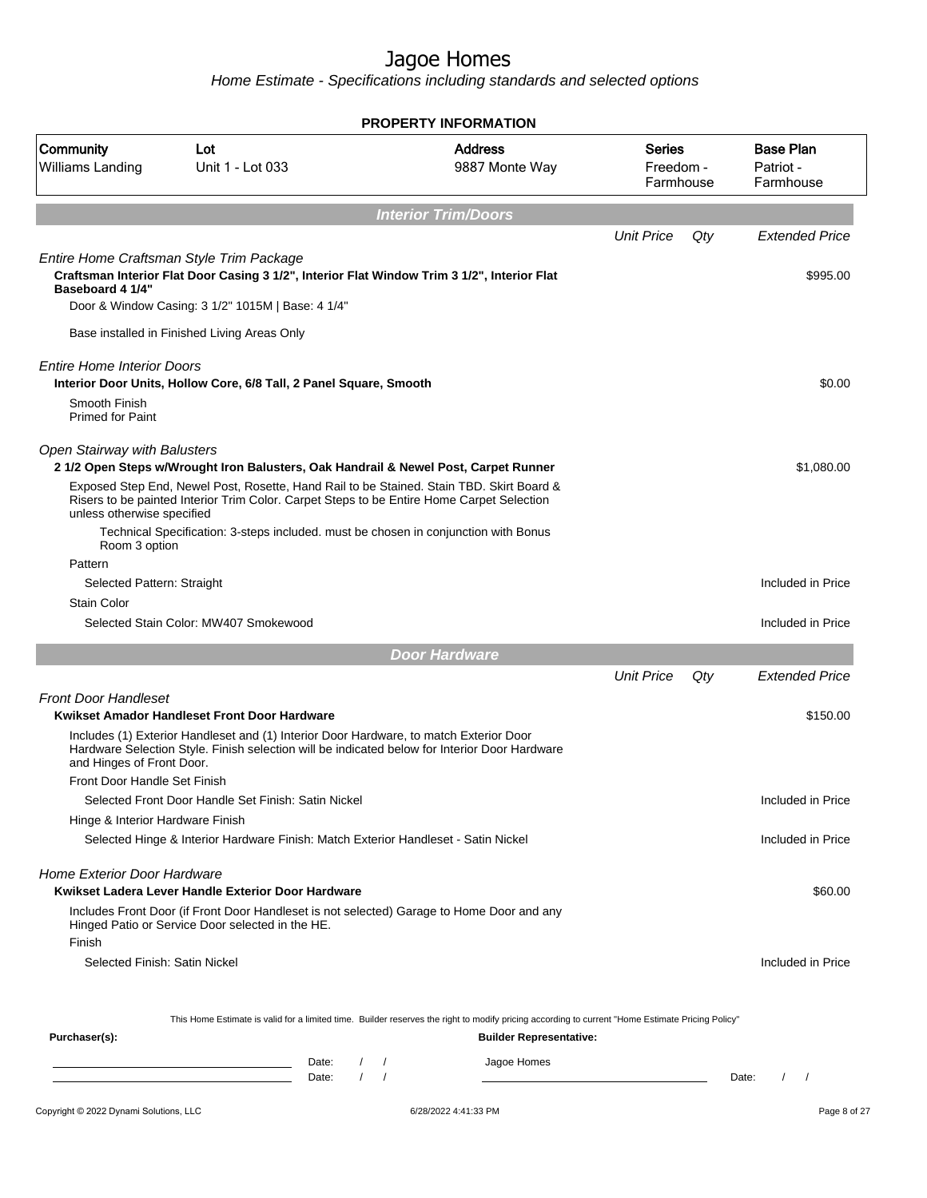# Jagoe Homes

Home Estimate - Specifications including standards and selected options

## PROPERTY INFORMATION

| Community | Lot | Address | Series | Base Plan |
|---|---|---|---|---|
| Williams Landing | Unit 1 - Lot 033 | 9887 Monte Way | Freedom - Farmhouse | Patriot - Farmhouse |

## Interior Trim/Doors

| | Unit Price | Qty | Extended Price |
|---|---|---|---|
| *Entire Home Craftsman Style Trim Package* | | | |
| **Craftsman Interior Flat Door Casing 3 1/2", Interior Flat Window Trim 3 1/2", Interior Flat Baseboard 4 1/4"** | | | $995.00 |
| Door & Window Casing: 3 1/2" 1015M \| Base: 4 1/4" | | | |
| Base installed in Finished Living Areas Only | | | |
| *Entire Home Interior Doors* | | | |
| **Interior Door Units, Hollow Core, 6/8 Tall, 2 Panel Square, Smooth** | | | $0.00 |
| Smooth Finish<br>Primed for Paint | | | |
| *Open Stairway with Balusters* | | | |
| **2 1/2 Open Steps w/Wrought Iron Balusters, Oak Handrail & Newel Post, Carpet Runner** | | | $1,080.00 |
| Exposed Step End, Newel Post, Rosette, Hand Rail to be Stained. Stain TBD. Skirt Board & Risers to be painted Interior Trim Color. Carpet Steps to be Entire Home Carpet Selection unless otherwise specified | | | |
| Technical Specification: 3-steps included. must be chosen in conjunction with Bonus Room 3 option | | | |
| Pattern | | | |
| Selected Pattern: Straight | | | Included in Price |
| Stain Color | | | |
| Selected Stain Color: MW407 Smokewood | | | Included in Price |

## Door Hardware

| | Unit Price | Qty | Extended Price |
|---|---|---|---|
| *Front Door Handleset* | | | |
| **Kwikset Amador Handleset Front Door Hardware** | | | $150.00 |
| Includes (1) Exterior Handleset and (1) Interior Door Hardware, to match Exterior Door Hardware Selection Style. Finish selection will be indicated below for Interior Door Hardware and Hinges of Front Door. | | | |
| Front Door Handle Set Finish | | | |
| Selected Front Door Handle Set Finish: Satin Nickel | | | Included in Price |
| Hinge & Interior Hardware Finish | | | |
| Selected Hinge & Interior Hardware Finish: Match Exterior Handleset - Satin Nickel | | | Included in Price |
| *Home Exterior Door Hardware* | | | |
| **Kwikset Ladera Lever Handle Exterior Door Hardware** | | | $60.00 |
| Includes Front Door (if Front Door Handleset is not selected) Garage to Home Door and any Hinged Patio or Service Door selected in the HE. | | | |
| Finish | | | |
| Selected Finish: Satin Nickel | | | Included in Price |

This Home Estimate is valid for a limited time. Builder reserves the right to modify pricing according to current "Home Estimate Pricing Policy"

**Purchaser(s):** ______________________ Date: / /
______________________ Date: / /

**Builder Representative:** Jagoe Homes
______________________ Date: / /

Copyright © 2022 Dynami Solutions, LLC — 6/28/2022 4:41:33 PM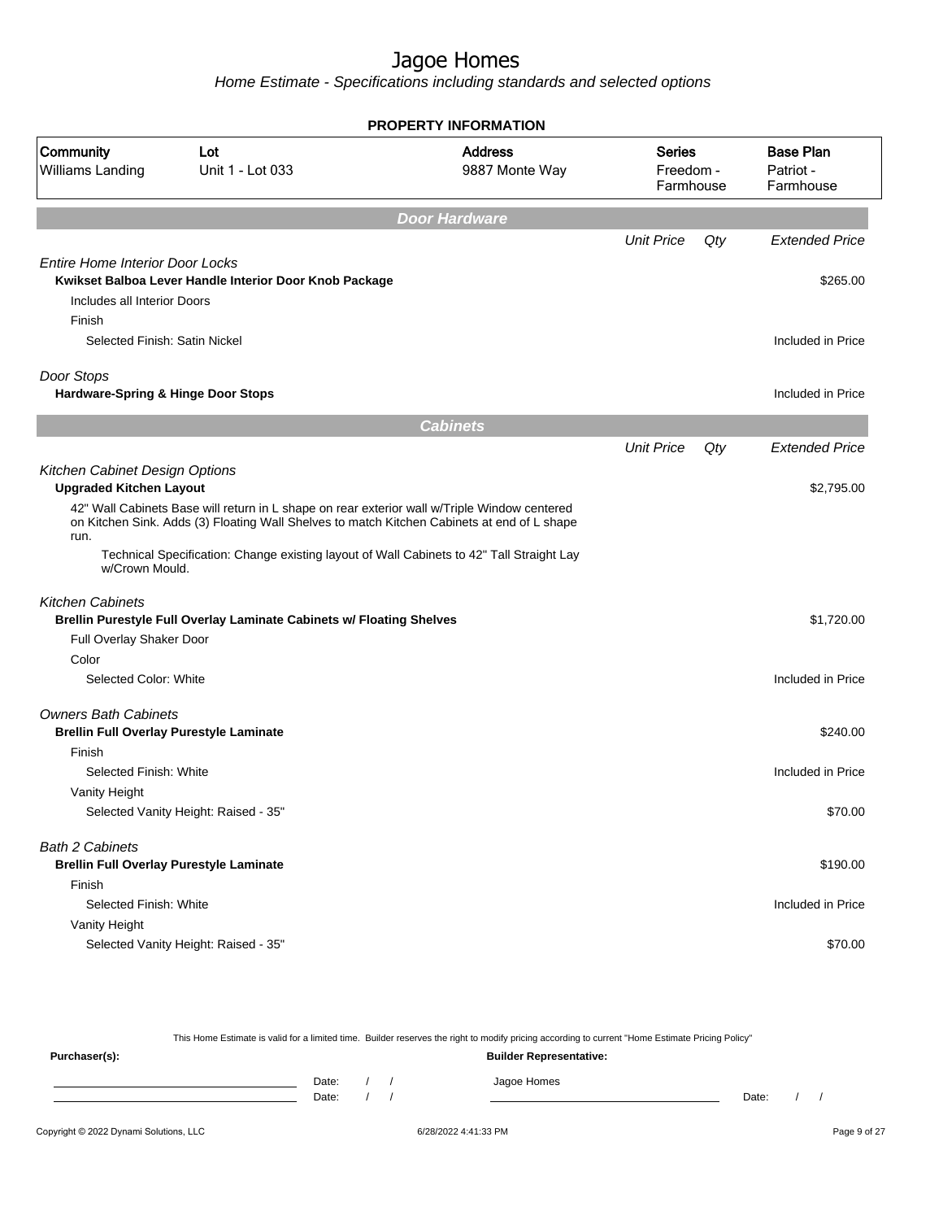# Jagoe Homes

*Home Estimate - Specifications including standards and selected options*

## PROPERTY INFORMATION

| Community | Lot | Address | Series | Base Plan |
|---|---|---|---|---|
| Williams Landing | Unit 1 - Lot 033 | 9887 Monte Way | Freedom - Farmhouse | Patriot - Farmhouse |

## Door Hardware

| | Unit Price | Qty | Extended Price |
|---|---|---|---|
| *Entire Home Interior Door Locks* | | | |
| **Kwikset Balboa Lever Handle Interior Door Knob Package** | | | $265.00 |
| Includes all Interior Doors | | | |
| Finish | | | |
| Selected Finish: Satin Nickel | | | Included in Price |
| *Door Stops* | | | |
| **Hardware-Spring & Hinge Door Stops** | | | Included in Price |

## Cabinets

| | Unit Price | Qty | Extended Price |
|---|---|---|---|
| *Kitchen Cabinet Design Options* | | | |
| **Upgraded Kitchen Layout** | | | $2,795.00 |
| 42" Wall Cabinets Base will return in L shape on rear exterior wall w/Triple Window centered on Kitchen Sink. Adds (3) Floating Wall Shelves to match Kitchen Cabinets at end of L shape run. | | | |
| Technical Specification: Change existing layout of Wall Cabinets to 42" Tall Straight Lay w/Crown Mould. | | | |
| *Kitchen Cabinets* | | | |
| **Brellin Purestyle Full Overlay Laminate Cabinets w/ Floating Shelves** | | | $1,720.00 |
| Full Overlay Shaker Door | | | |
| Color | | | |
| Selected Color: White | | | Included in Price |
| *Owners Bath Cabinets* | | | |
| **Brellin Full Overlay Purestyle Laminate** | | | $240.00 |
| Finish | | | |
| Selected Finish: White | | | Included in Price |
| Vanity Height | | | |
| Selected Vanity Height: Raised - 35" | | | $70.00 |
| *Bath 2 Cabinets* | | | |
| **Brellin Full Overlay Purestyle Laminate** | | | $190.00 |
| Finish | | | |
| Selected Finish: White | | | Included in Price |
| Vanity Height | | | |
| Selected Vanity Height: Raised - 35" | | | $70.00 |

This Home Estimate is valid for a limited time. Builder reserves the right to modify pricing according to current "Home Estimate Pricing Policy"

**Purchaser(s):** Date: / / Date: / /

**Builder Representative:** Jagoe Homes Date: / /

Copyright © 2022 Dynami Solutions, LLC 6/28/2022 4:41:33 PM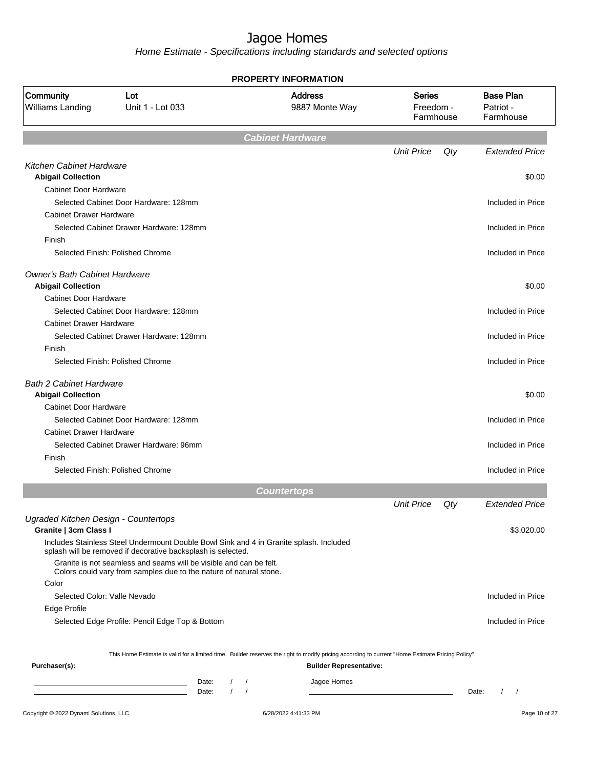# Jagoe Homes

*Home Estimate - Specifications including standards and selected options*

**PROPERTY INFORMATION**

| Community | Lot | Address | Series | Base Plan |
|---|---|---|---|---|
| Williams Landing | Unit 1 - Lot 033 | 9887 Monte Way | Freedom - Farmhouse | Patriot - Farmhouse |

## Cabinet Hardware

| | Unit Price | Qty | Extended Price |
|---|---|---|---|
| *Kitchen Cabinet Hardware* | | | |
| **Abigail Collection** | | | $0.00 |
| Cabinet Door Hardware | | | |
| Selected Cabinet Door Hardware: 128mm | | | Included in Price |
| Cabinet Drawer Hardware | | | |
| Selected Cabinet Drawer Hardware: 128mm | | | Included in Price |
| Finish | | | |
| Selected Finish: Polished Chrome | | | Included in Price |
| *Owner's Bath Cabinet Hardware* | | | |
| **Abigail Collection** | | | $0.00 |
| Cabinet Door Hardware | | | |
| Selected Cabinet Door Hardware: 128mm | | | Included in Price |
| Cabinet Drawer Hardware | | | |
| Selected Cabinet Drawer Hardware: 128mm | | | Included in Price |
| Finish | | | |
| Selected Finish: Polished Chrome | | | Included in Price |
| *Bath 2 Cabinet Hardware* | | | |
| **Abigail Collection** | | | $0.00 |
| Cabinet Door Hardware | | | |
| Selected Cabinet Door Hardware: 128mm | | | Included in Price |
| Cabinet Drawer Hardware | | | |
| Selected Cabinet Drawer Hardware: 96mm | | | Included in Price |
| Finish | | | |
| Selected Finish: Polished Chrome | | | Included in Price |

## Countertops

| | Unit Price | Qty | Extended Price |
|---|---|---|---|
| *Ugraded Kitchen Design - Countertops* | | | |
| **Granite \| 3cm Class I** | | | $3,020.00 |
| Includes Stainless Steel Undermount Double Bowl Sink and 4 in Granite splash. Included splash will be removed if decorative backsplash is selected. | | | |
| Granite is not seamless and seams will be visible and can be felt. Colors could vary from samples due to the nature of natural stone. | | | |
| Color | | | |
| Selected Color: Valle Nevado | | | Included in Price |
| Edge Profile | | | |
| Selected Edge Profile: Pencil Edge Top & Bottom | | | Included in Price |

This Home Estimate is valid for a limited time. Builder reserves the right to modify pricing according to current "Home Estimate Pricing Policy"

**Purchaser(s):** **Builder Representative:**

Date: / / Jagoe Homes

Date: / / Date: / /

Copyright © 2022 Dynami Solutions, LLC 6/28/2022 4:41:33 PM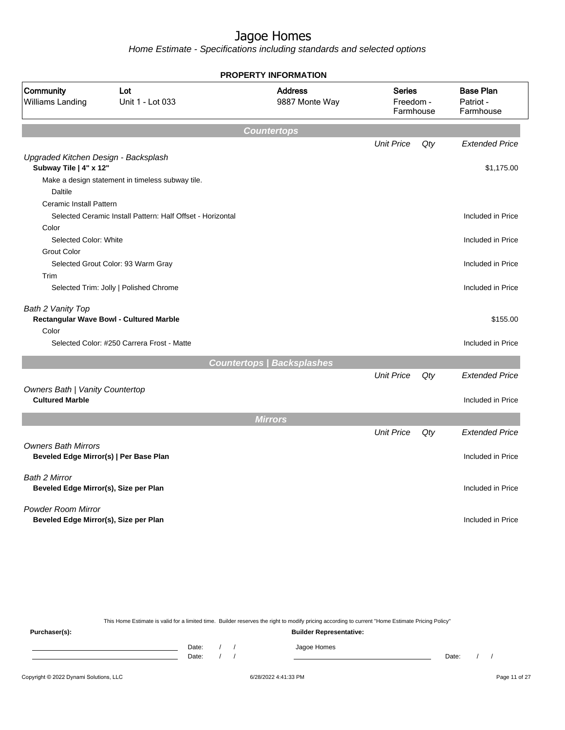# Jagoe Homes

*Home Estimate - Specifications including standards and selected options*

**PROPERTY INFORMATION**

| Community | Lot | Address | Series | Base Plan |
|---|---|---|---|---|
| Williams Landing | Unit 1 - Lot 033 | 9887 Monte Way | Freedom - Farmhouse | Patriot - Farmhouse |

## Countertops

| | Unit Price | Qty | Extended Price |
|---|---|---|---|
| *Upgraded Kitchen Design - Backsplash* | | | |
| **Subway Tile \| 4" x 12"** | | | $1,175.00 |
| Make a design statement in timeless subway tile. | | | |
| Daltile | | | |
| Ceramic Install Pattern | | | |
| Selected Ceramic Install Pattern: Half Offset - Horizontal | | | Included in Price |
| Color | | | |
| Selected Color: White | | | Included in Price |
| Grout Color | | | |
| Selected Grout Color: 93 Warm Gray | | | Included in Price |
| Trim | | | |
| Selected Trim: Jolly \| Polished Chrome | | | Included in Price |
| *Bath 2 Vanity Top* | | | |
| **Rectangular Wave Bowl - Cultured Marble** | | | $155.00 |
| Color | | | |
| Selected Color: #250 Carrera Frost - Matte | | | Included in Price |

## Countertops | Backsplashes

| | Unit Price | Qty | Extended Price |
|---|---|---|---|
| *Owners Bath \| Vanity Countertop* | | | |
| **Cultured Marble** | | | Included in Price |

## Mirrors

| | Unit Price | Qty | Extended Price |
|---|---|---|---|
| *Owners Bath Mirrors* | | | |
| **Beveled Edge Mirror(s) \| Per Base Plan** | | | Included in Price |
| *Bath 2 Mirror* | | | |
| **Beveled Edge Mirror(s), Size per Plan** | | | Included in Price |
| *Powder Room Mirror* | | | |
| **Beveled Edge Mirror(s), Size per Plan** | | | Included in Price |

This Home Estimate is valid for a limited time. Builder reserves the right to modify pricing according to current "Home Estimate Pricing Policy"

**Purchaser(s):**

Date: / /

Date: / /

**Builder Representative:**

Jagoe Homes

Date: / /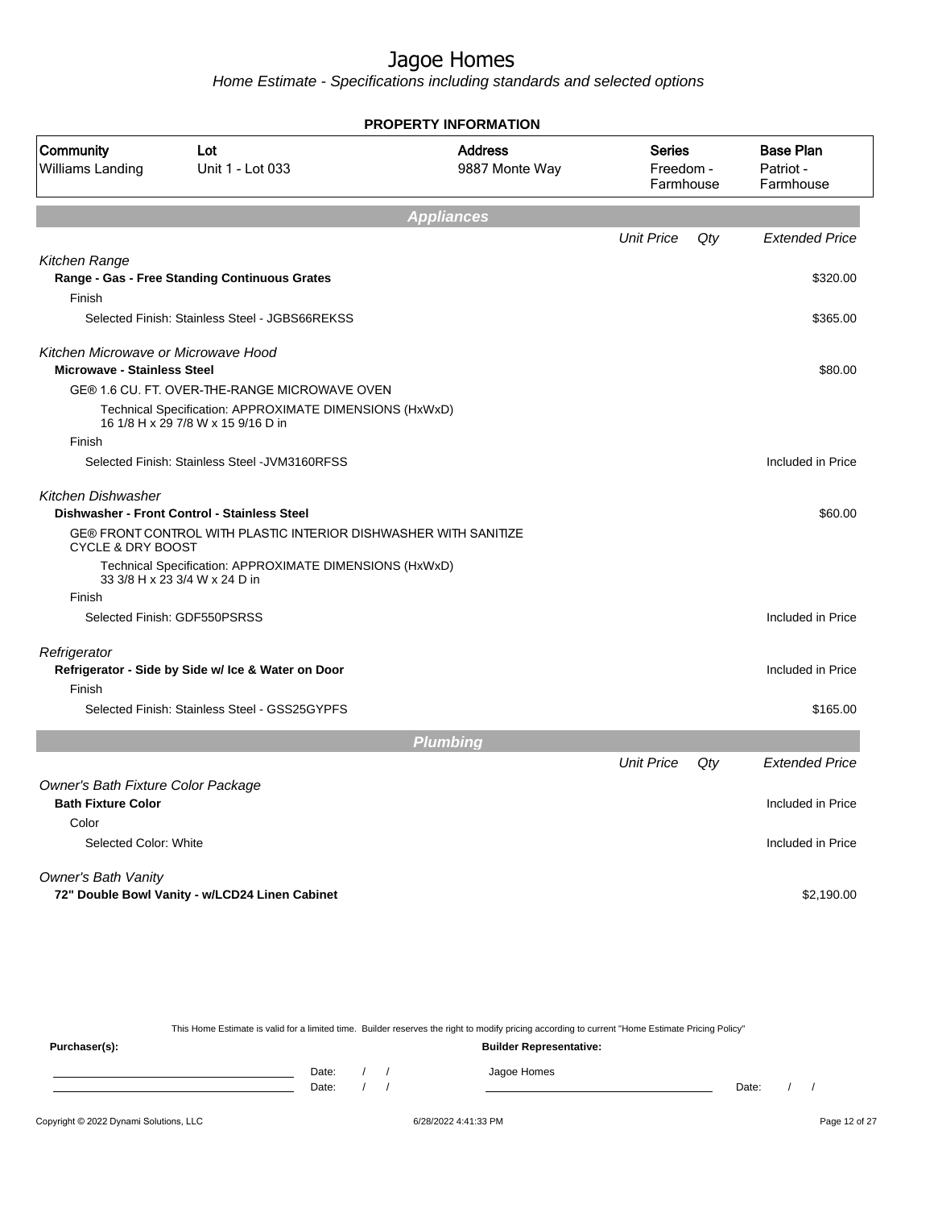# Jagoe Homes

Home Estimate - Specifications including standards and selected options

**PROPERTY INFORMATION**

| Community | Lot | Address | Series | Base Plan |
|---|---|---|---|---|
| Williams Landing | Unit 1 - Lot 033 | 9887 Monte Way | Freedom - Farmhouse | Patriot - Farmhouse |

## Appliances

| | Unit Price | Qty | Extended Price |
|---|---|---|---|
| *Kitchen Range* | | | |
| **Range - Gas - Free Standing Continuous Grates** | | | $320.00 |
| Finish | | | |
| Selected Finish: Stainless Steel - JGBS66REKSS | | | $365.00 |
| *Kitchen Microwave or Microwave Hood* | | | |
| **Microwave - Stainless Steel** | | | $80.00 |
| GE® 1.6 CU. FT. OVER-THE-RANGE MICROWAVE OVEN | | | |
| Technical Specification: APPROXIMATE DIMENSIONS (HxWxD) 16 1/8 H x 29 7/8 W x 15 9/16 D in | | | |
| Finish | | | |
| Selected Finish: Stainless Steel -JVM3160RFSS | | | Included in Price |
| *Kitchen Dishwasher* | | | |
| **Dishwasher - Front Control - Stainless Steel** | | | $60.00 |
| GE® FRONT CONTROL WITH PLASTIC INTERIOR DISHWASHER WITH SANITIZE CYCLE & DRY BOOST | | | |
| Technical Specification: APPROXIMATE DIMENSIONS (HxWxD) 33 3/8 H x 23 3/4 W x 24 D in | | | |
| Finish | | | |
| Selected Finish: GDF550PSRSS | | | Included in Price |
| *Refrigerator* | | | |
| **Refrigerator - Side by Side w/ Ice & Water on Door** | | | Included in Price |
| Finish | | | |
| Selected Finish: Stainless Steel - GSS25GYPFS | | | $165.00 |

## Plumbing

| | Unit Price | Qty | Extended Price |
|---|---|---|---|
| *Owner's Bath Fixture Color Package* | | | |
| **Bath Fixture Color** | | | Included in Price |
| Color | | | |
| Selected Color: White | | | Included in Price |
| *Owner's Bath Vanity* | | | |
| **72" Double Bowl Vanity - w/LCD24 Linen Cabinet** | | | $2,190.00 |

This Home Estimate is valid for a limited time. Builder reserves the right to modify pricing according to current "Home Estimate Pricing Policy"

**Purchaser(s):** Date: / / Date: / /

**Builder Representative:** Jagoe Homes Date: / /

Copyright © 2022 Dynami Solutions, LLC 6/28/2022 4:41:33 PM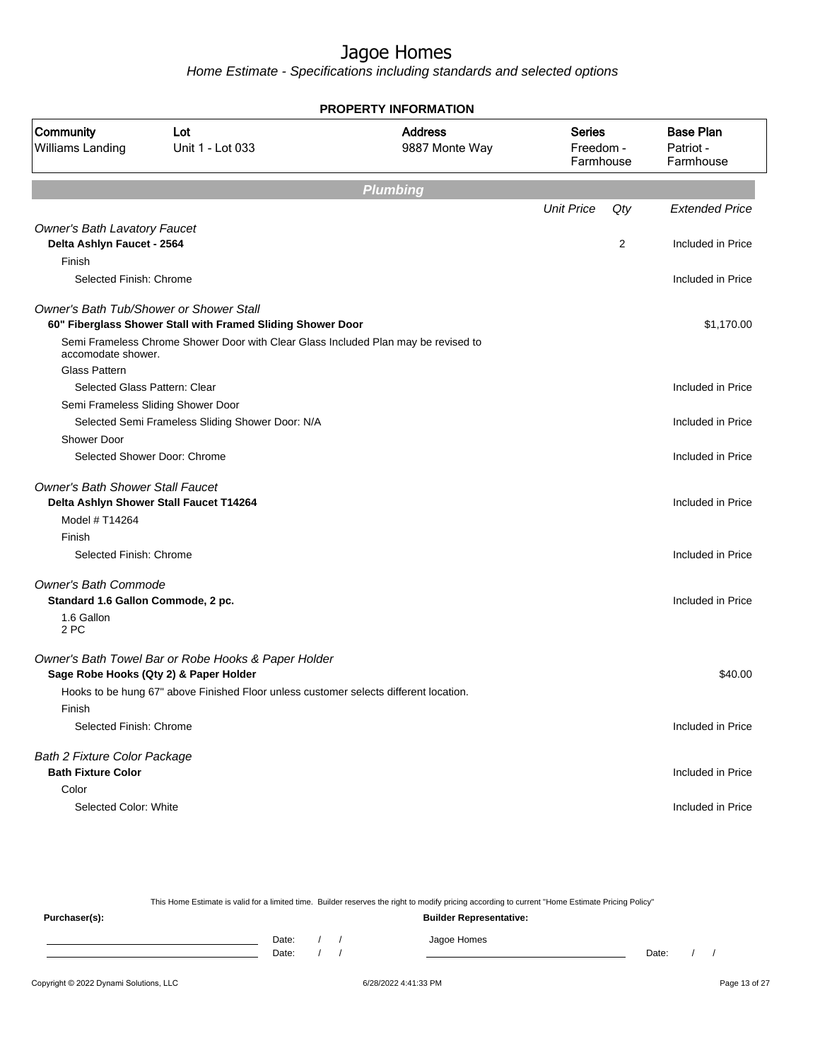# Jagoe Homes

*Home Estimate - Specifications including standards and selected options*

## PROPERTY INFORMATION

| Community | Lot | Address | Series | Base Plan |
|---|---|---|---|---|
| Williams Landing | Unit 1 - Lot 033 | 9887 Monte Way | Freedom - Farmhouse | Patriot - Farmhouse |

## Plumbing

| | Unit Price | Qty | Extended Price |
|---|---|---|---|
| *Owner's Bath Lavatory Faucet* | | | |
| **Delta Ashlyn Faucet - 2564** | | 2 | Included in Price |
| Finish | | | |
| Selected Finish: Chrome | | | Included in Price |
| *Owner's Bath Tub/Shower or Shower Stall* | | | |
| **60" Fiberglass Shower Stall with Framed Sliding Shower Door** | | | $1,170.00 |
| Semi Frameless Chrome Shower Door with Clear Glass Included Plan may be revised to accomodate shower. | | | |
| Glass Pattern | | | |
| Selected Glass Pattern: Clear | | | Included in Price |
| Semi Frameless Sliding Shower Door | | | |
| Selected Semi Frameless Sliding Shower Door: N/A | | | Included in Price |
| Shower Door | | | |
| Selected Shower Door: Chrome | | | Included in Price |
| *Owner's Bath Shower Stall Faucet* | | | |
| **Delta Ashlyn Shower Stall Faucet T14264** | | | Included in Price |
| Model # T14264 | | | |
| Finish | | | |
| Selected Finish: Chrome | | | Included in Price |
| *Owner's Bath Commode* | | | |
| **Standard 1.6 Gallon Commode, 2 pc.** | | | Included in Price |
| 1.6 Gallon 2 PC | | | |
| *Owner's Bath Towel Bar or Robe Hooks & Paper Holder* | | | |
| **Sage Robe Hooks (Qty 2) & Paper Holder** | | | $40.00 |
| Hooks to be hung 67" above Finished Floor unless customer selects different location. | | | |
| Finish | | | |
| Selected Finish: Chrome | | | Included in Price |
| *Bath 2 Fixture Color Package* | | | |
| **Bath Fixture Color** | | | Included in Price |
| Color | | | |
| Selected Color: White | | | Included in Price |

This Home Estimate is valid for a limited time. Builder reserves the right to modify pricing according to current "Home Estimate Pricing Policy"

**Purchaser(s):** Date: / / Date: / /

**Builder Representative:** Jagoe Homes Date: / /

Copyright © 2022 Dynami Solutions, LLC 6/28/2022 4:41:33 PM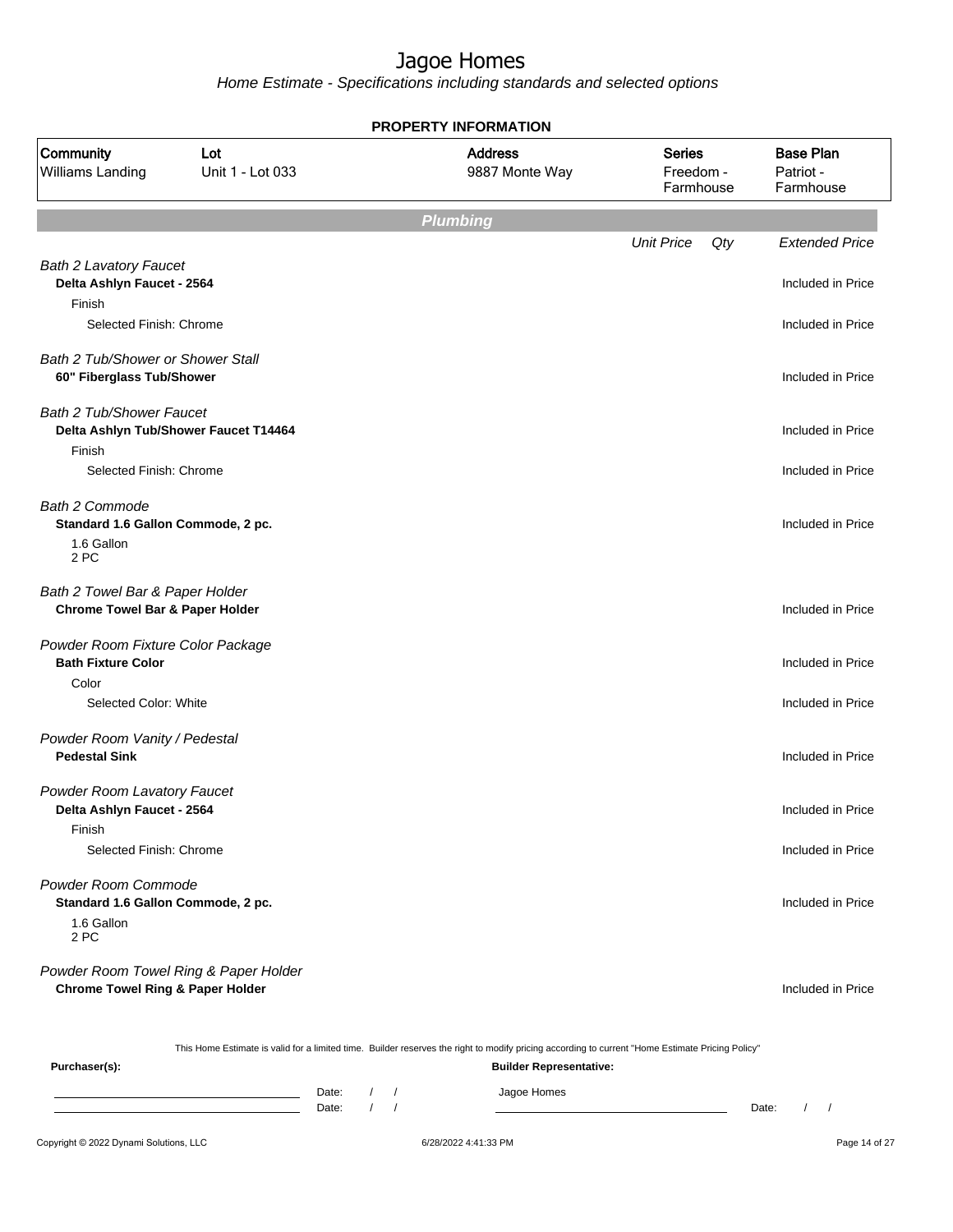# Jagoe Homes

*Home Estimate - Specifications including standards and selected options*

**PROPERTY INFORMATION**

| Community | Lot | Address | Series | Base Plan |
|---|---|---|---|---|
| Williams Landing | Unit 1 - Lot 033 | 9887 Monte Way | Freedom - Farmhouse | Patriot - Farmhouse |

## Plumbing

| | Unit Price | Qty | Extended Price |
|---|---|---|---|
| *Bath 2 Lavatory Faucet* | | | |
| **Delta Ashlyn Faucet - 2564** | | | Included in Price |
| Finish | | | |
| Selected Finish: Chrome | | | Included in Price |
| *Bath 2 Tub/Shower or Shower Stall* | | | |
| **60" Fiberglass Tub/Shower** | | | Included in Price |
| *Bath 2 Tub/Shower Faucet* | | | |
| **Delta Ashlyn Tub/Shower Faucet T14464** | | | Included in Price |
| Finish | | | |
| Selected Finish: Chrome | | | Included in Price |
| *Bath 2 Commode* | | | |
| **Standard 1.6 Gallon Commode, 2 pc.** | | | Included in Price |
| 1.6 Gallon 2 PC | | | |
| *Bath 2 Towel Bar & Paper Holder* | | | |
| **Chrome Towel Bar & Paper Holder** | | | Included in Price |
| *Powder Room Fixture Color Package* | | | |
| **Bath Fixture Color** | | | Included in Price |
| Color | | | |
| Selected Color: White | | | Included in Price |
| *Powder Room Vanity / Pedestal* | | | |
| **Pedestal Sink** | | | Included in Price |
| *Powder Room Lavatory Faucet* | | | |
| **Delta Ashlyn Faucet - 2564** | | | Included in Price |
| Finish | | | |
| Selected Finish: Chrome | | | Included in Price |
| *Powder Room Commode* | | | |
| **Standard 1.6 Gallon Commode, 2 pc.** | | | Included in Price |
| 1.6 Gallon 2 PC | | | |
| *Powder Room Towel Ring & Paper Holder* | | | |
| **Chrome Towel Ring & Paper Holder** | | | Included in Price |

This Home Estimate is valid for a limited time. Builder reserves the right to modify pricing according to current "Home Estimate Pricing Policy"

**Purchaser(s):**

Date: / /

Date: / /

**Builder Representative:**

Jagoe Homes

Date: / /

Copyright © 2022 Dynami Solutions, LLC — 6/28/2022 4:41:33 PM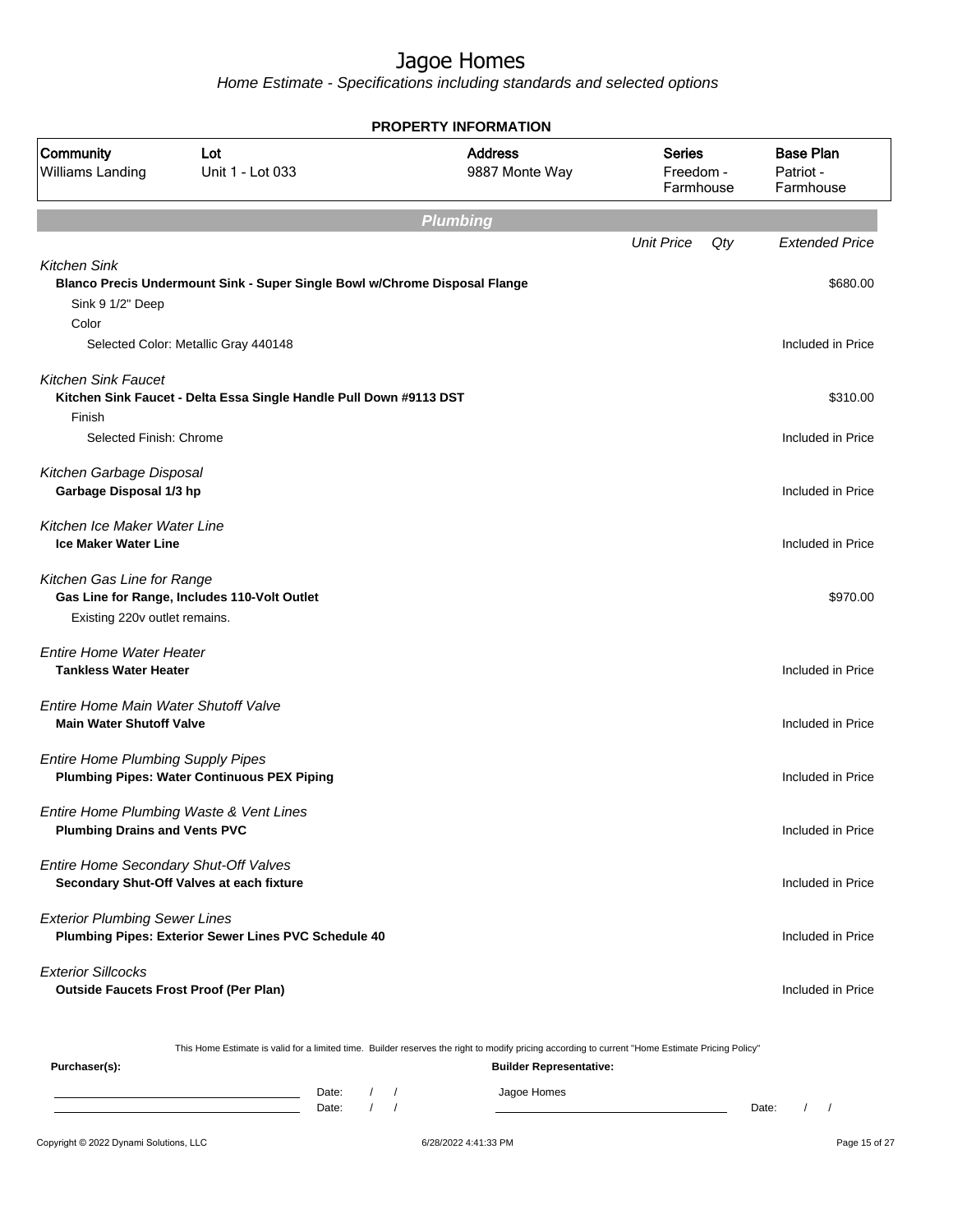# Jagoe Homes

*Home Estimate - Specifications including standards and selected options*

## PROPERTY INFORMATION

| Community | Lot | Address | Series | Base Plan |
|---|---|---|---|---|
| Williams Landing | Unit 1 - Lot 033 | 9887 Monte Way | Freedom - Farmhouse | Patriot - Farmhouse |

## Plumbing

| | Unit Price | Qty | Extended Price |
|---|---|---|---|
| *Kitchen Sink* | | | |
| **Blanco Precis Undermount Sink - Super Single Bowl w/Chrome Disposal Flange** | | | $680.00 |
| Sink 9 1/2" Deep | | | |
| Color | | | |
| Selected Color: Metallic Gray 440148 | | | Included in Price |
| *Kitchen Sink Faucet* | | | |
| **Kitchen Sink Faucet - Delta Essa Single Handle Pull Down #9113 DST** | | | $310.00 |
| Finish | | | |
| Selected Finish: Chrome | | | Included in Price |
| *Kitchen Garbage Disposal* | | | |
| **Garbage Disposal 1/3 hp** | | | Included in Price |
| *Kitchen Ice Maker Water Line* | | | |
| **Ice Maker Water Line** | | | Included in Price |
| *Kitchen Gas Line for Range* | | | |
| **Gas Line for Range, Includes 110-Volt Outlet** | | | $970.00 |
| Existing 220v outlet remains. | | | |
| *Entire Home Water Heater* | | | |
| **Tankless Water Heater** | | | Included in Price |
| *Entire Home Main Water Shutoff Valve* | | | |
| **Main Water Shutoff Valve** | | | Included in Price |
| *Entire Home Plumbing Supply Pipes* | | | |
| **Plumbing Pipes: Water Continuous PEX Piping** | | | Included in Price |
| *Entire Home Plumbing Waste & Vent Lines* | | | |
| **Plumbing Drains and Vents PVC** | | | Included in Price |
| *Entire Home Secondary Shut-Off Valves* | | | |
| **Secondary Shut-Off Valves at each fixture** | | | Included in Price |
| *Exterior Plumbing Sewer Lines* | | | |
| **Plumbing Pipes: Exterior Sewer Lines PVC Schedule 40** | | | Included in Price |
| *Exterior Sillcocks* | | | |
| **Outside Faucets Frost Proof (Per Plan)** | | | Included in Price |

This Home Estimate is valid for a limited time. Builder reserves the right to modify pricing according to current "Home Estimate Pricing Policy"

**Purchaser(s):** 

Date: / /

Date: / /

**Builder Representative:**

Jagoe Homes

Date: / /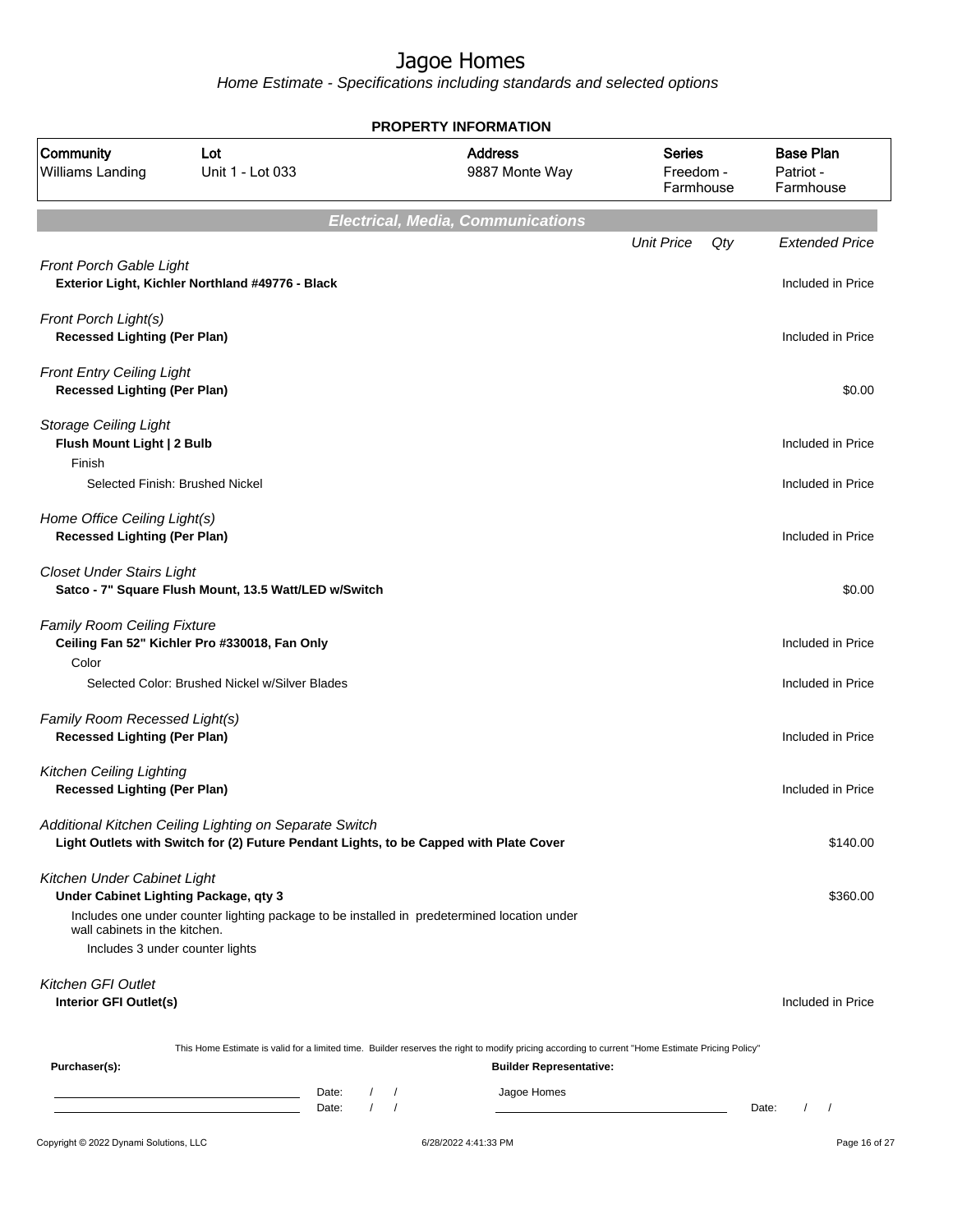# Jagoe Homes

*Home Estimate - Specifications including standards and selected options*

## PROPERTY INFORMATION

| Community | Lot | Address | Series | Base Plan |
|---|---|---|---|---|
| Williams Landing | Unit 1 - Lot 033 | 9887 Monte Way | Freedom - Farmhouse | Patriot - Farmhouse |

### *Electrical, Media, Communications*

| | Unit Price | Qty | Extended Price |
|---|---|---|---|
| *Front Porch Gable Light* | | | |
| **Exterior Light, Kichler Northland #49776 - Black** | | | Included in Price |
| *Front Porch Light(s)* | | | |
| **Recessed Lighting (Per Plan)** | | | Included in Price |
| *Front Entry Ceiling Light* | | | |
| **Recessed Lighting (Per Plan)** | | | $0.00 |
| *Storage Ceiling Light* | | | |
| **Flush Mount Light \| 2 Bulb** | | | Included in Price |
| Finish | | | |
| Selected Finish: Brushed Nickel | | | Included in Price |
| *Home Office Ceiling Light(s)* | | | |
| **Recessed Lighting (Per Plan)** | | | Included in Price |
| *Closet Under Stairs Light* | | | |
| **Satco - 7" Square Flush Mount, 13.5 Watt/LED w/Switch** | | | $0.00 |
| *Family Room Ceiling Fixture* | | | |
| **Ceiling Fan 52" Kichler Pro #330018, Fan Only** | | | Included in Price |
| Color | | | |
| Selected Color: Brushed Nickel w/Silver Blades | | | Included in Price |
| *Family Room Recessed Light(s)* | | | |
| **Recessed Lighting (Per Plan)** | | | Included in Price |
| *Kitchen Ceiling Lighting* | | | |
| **Recessed Lighting (Per Plan)** | | | Included in Price |
| *Additional Kitchen Ceiling Lighting on Separate Switch* | | | |
| **Light Outlets with Switch for (2) Future Pendant Lights, to be Capped with Plate Cover** | | | $140.00 |
| *Kitchen Under Cabinet Light* | | | |
| **Under Cabinet Lighting Package, qty 3** | | | $360.00 |
| Includes one under counter lighting package to be installed in predetermined location under wall cabinets in the kitchen. | | | |
| Includes 3 under counter lights | | | |
| *Kitchen GFI Outlet* | | | |
| **Interior GFI Outlet(s)** | | | Included in Price |

This Home Estimate is valid for a limited time. Builder reserves the right to modify pricing according to current "Home Estimate Pricing Policy"

**Purchaser(s):** **Builder Representative:**

Date: / / Jagoe Homes

Date: / / Date: / /

Copyright © 2022 Dynami Solutions, LLC 6/28/2022 4:41:33 PM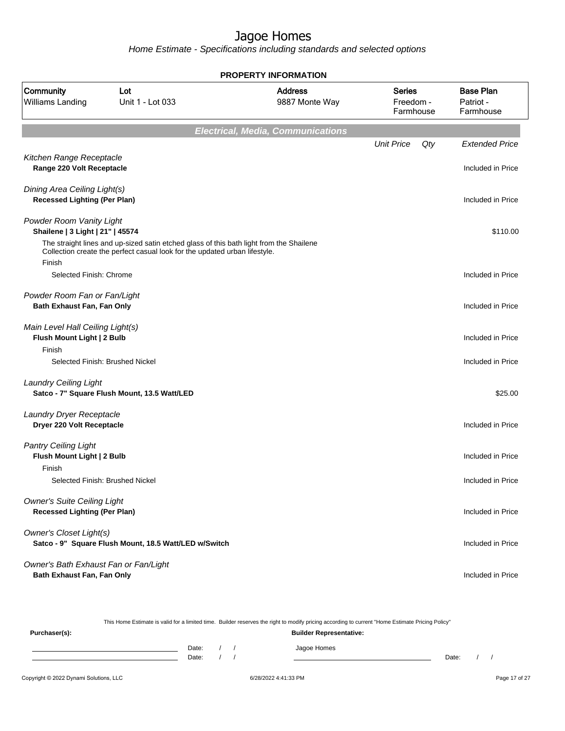# Jagoe Homes

*Home Estimate - Specifications including standards and selected options*

**PROPERTY INFORMATION**

| Community | Lot | Address | Series | Base Plan |
|---|---|---|---|---|
| Williams Landing | Unit 1 - Lot 033 | 9887 Monte Way | Freedom - Farmhouse | Patriot - Farmhouse |

## Electrical, Media, Communications

| | Unit Price | Qty | Extended Price |
|---|---|---|---|
| *Kitchen Range Receptacle* | | | |
| **Range 220 Volt Receptacle** | | | Included in Price |
| *Dining Area Ceiling Light(s)* | | | |
| **Recessed Lighting (Per Plan)** | | | Included in Price |
| *Powder Room Vanity Light* | | | |
| **Shailene \| 3 Light \| 21" \| 45574** | | | $110.00 |
| The straight lines and up-sized satin etched glass of this bath light from the Shailene Collection create the perfect casual look for the updated urban lifestyle. | | | |
| Finish | | | |
| Selected Finish: Chrome | | | Included in Price |
| *Powder Room Fan or Fan/Light* | | | |
| **Bath Exhaust Fan, Fan Only** | | | Included in Price |
| *Main Level Hall Ceiling Light(s)* | | | |
| **Flush Mount Light \| 2 Bulb** | | | Included in Price |
| Finish | | | |
| Selected Finish: Brushed Nickel | | | Included in Price |
| *Laundry Ceiling Light* | | | |
| **Satco - 7" Square Flush Mount, 13.5 Watt/LED** | | | $25.00 |
| *Laundry Dryer Receptacle* | | | |
| **Dryer 220 Volt Receptacle** | | | Included in Price |
| *Pantry Ceiling Light* | | | |
| **Flush Mount Light \| 2 Bulb** | | | Included in Price |
| Finish | | | |
| Selected Finish: Brushed Nickel | | | Included in Price |
| *Owner's Suite Ceiling Light* | | | |
| **Recessed Lighting (Per Plan)** | | | Included in Price |
| *Owner's Closet Light(s)* | | | |
| **Satco - 9" Square Flush Mount, 18.5 Watt/LED w/Switch** | | | Included in Price |
| *Owner's Bath Exhaust Fan or Fan/Light* | | | |
| **Bath Exhaust Fan, Fan Only** | | | Included in Price |

This Home Estimate is valid for a limited time. Builder reserves the right to modify pricing according to current "Home Estimate Pricing Policy"

**Purchaser(s):** 

Date: / /

Date: / /

**Builder Representative:**

Jagoe Homes

Date: / /

Copyright © 2022 Dynami Solutions, LLC — 6/28/2022 4:41:33 PM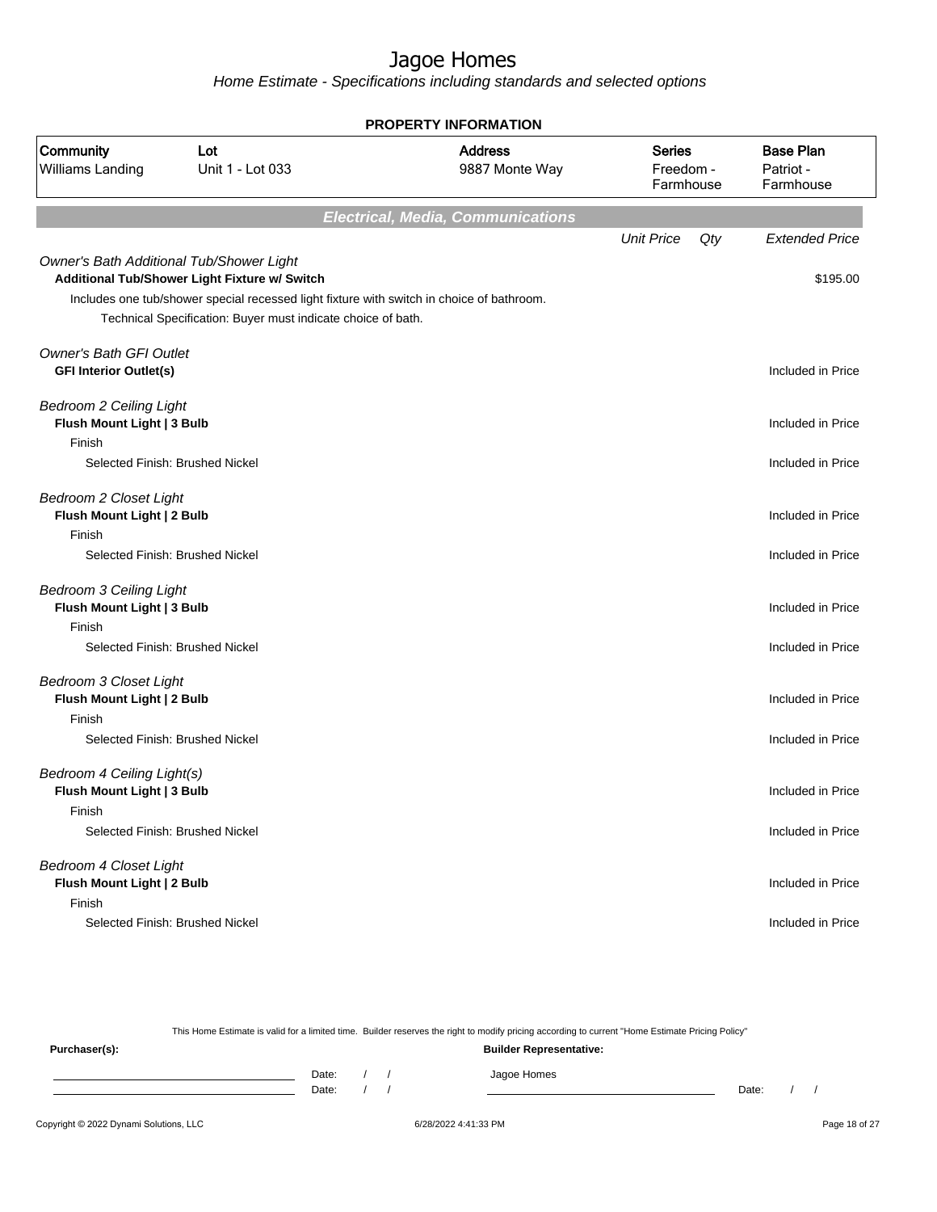# Jagoe Homes

*Home Estimate - Specifications including standards and selected options*

**PROPERTY INFORMATION**

| Community | Lot | Address | Series | Base Plan |
|---|---|---|---|---|
| Williams Landing | Unit 1 - Lot 033 | 9887 Monte Way | Freedom - Farmhouse | Patriot - Farmhouse |

## Electrical, Media, Communications

| | Unit Price | Qty | Extended Price |
|---|---|---|---|
| *Owner's Bath Additional Tub/Shower Light* | | | |
| **Additional Tub/Shower Light Fixture w/ Switch** | | | $195.00 |
| Includes one tub/shower special recessed light fixture with switch in choice of bathroom. | | | |
| Technical Specification: Buyer must indicate choice of bath. | | | |
| *Owner's Bath GFI Outlet* | | | |
| **GFI Interior Outlet(s)** | | | Included in Price |
| *Bedroom 2 Ceiling Light* | | | |
| **Flush Mount Light \| 3 Bulb** | | | Included in Price |
| Finish | | | |
| Selected Finish: Brushed Nickel | | | Included in Price |
| *Bedroom 2 Closet Light* | | | |
| **Flush Mount Light \| 2 Bulb** | | | Included in Price |
| Finish | | | |
| Selected Finish: Brushed Nickel | | | Included in Price |
| *Bedroom 3 Ceiling Light* | | | |
| **Flush Mount Light \| 3 Bulb** | | | Included in Price |
| Finish | | | |
| Selected Finish: Brushed Nickel | | | Included in Price |
| *Bedroom 3 Closet Light* | | | |
| **Flush Mount Light \| 2 Bulb** | | | Included in Price |
| Finish | | | |
| Selected Finish: Brushed Nickel | | | Included in Price |
| *Bedroom 4 Ceiling Light(s)* | | | |
| **Flush Mount Light \| 3 Bulb** | | | Included in Price |
| Finish | | | |
| Selected Finish: Brushed Nickel | | | Included in Price |
| *Bedroom 4 Closet Light* | | | |
| **Flush Mount Light \| 2 Bulb** | | | Included in Price |
| Finish | | | |
| Selected Finish: Brushed Nickel | | | Included in Price |

This Home Estimate is valid for a limited time. Builder reserves the right to modify pricing according to current "Home Estimate Pricing Policy"

**Purchaser(s):**

Date: / /

Date: / /

**Builder Representative:**

Jagoe Homes

Date: / /

Copyright © 2022 Dynami Solutions, LLC — 6/28/2022 4:41:33 PM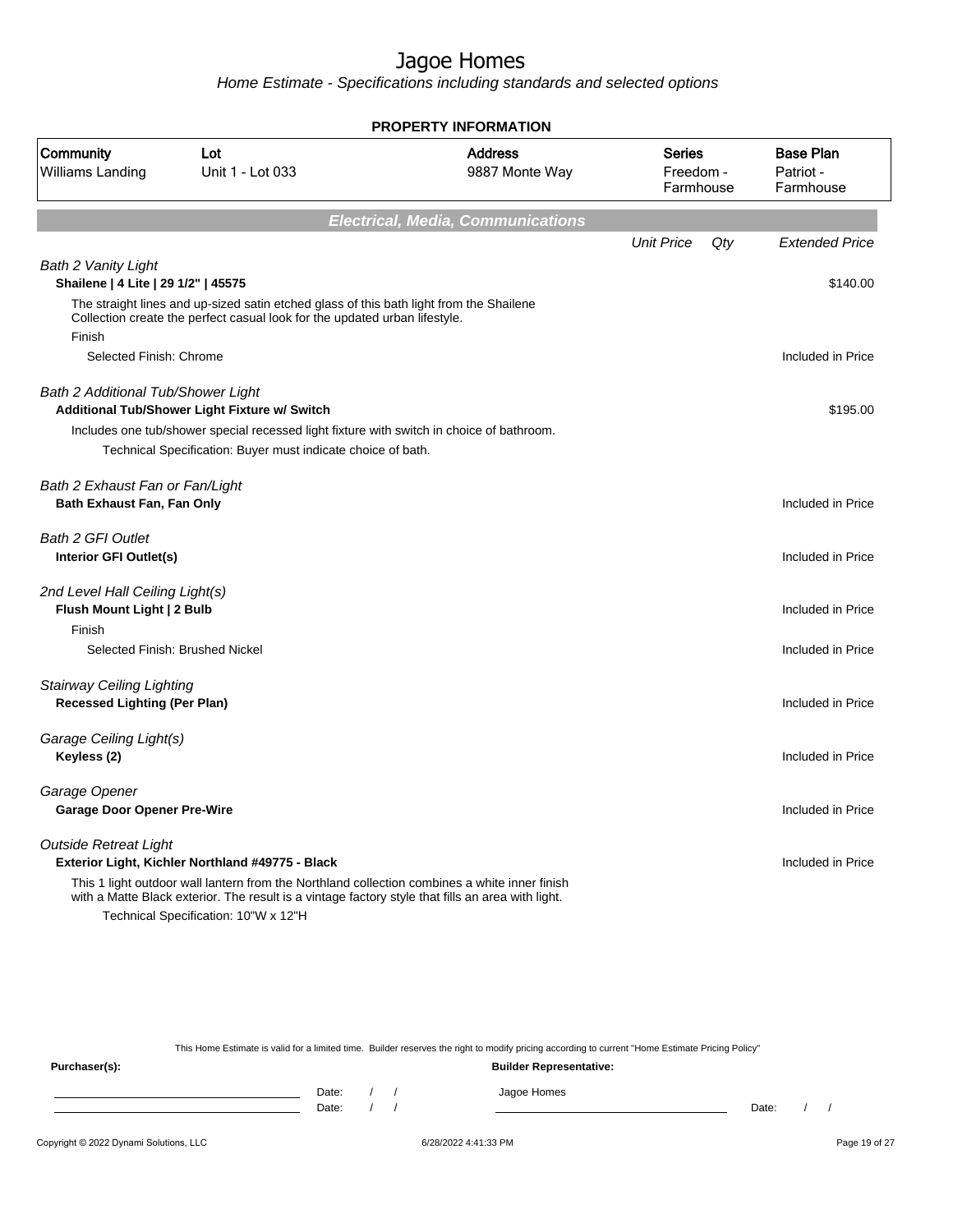# Jagoe Homes

*Home Estimate - Specifications including standards and selected options*

**PROPERTY INFORMATION**

| Community | Lot | Address | Series | Base Plan |
|---|---|---|---|---|
| Williams Landing | Unit 1 - Lot 033 | 9887 Monte Way | Freedom - Farmhouse | Patriot - Farmhouse |

## *Electrical, Media, Communications*

| | Unit Price | Qty | Extended Price |
|---|---|---|---|
| *Bath 2 Vanity Light* | | | |
| **Shailene \| 4 Lite \| 29 1/2" \| 45575** | | | $140.00 |
| The straight lines and up-sized satin etched glass of this bath light from the Shailene Collection create the perfect casual look for the updated urban lifestyle. | | | |
| Finish | | | |
| Selected Finish: Chrome | | | Included in Price |
| *Bath 2 Additional Tub/Shower Light* | | | |
| **Additional Tub/Shower Light Fixture w/ Switch** | | | $195.00 |
| Includes one tub/shower special recessed light fixture with switch in choice of bathroom. | | | |
| Technical Specification: Buyer must indicate choice of bath. | | | |
| *Bath 2 Exhaust Fan or Fan/Light* | | | |
| **Bath Exhaust Fan, Fan Only** | | | Included in Price |
| *Bath 2 GFI Outlet* | | | |
| **Interior GFI Outlet(s)** | | | Included in Price |
| *2nd Level Hall Ceiling Light(s)* | | | |
| **Flush Mount Light \| 2 Bulb** | | | Included in Price |
| Finish | | | |
| Selected Finish: Brushed Nickel | | | Included in Price |
| *Stairway Ceiling Lighting* | | | |
| **Recessed Lighting (Per Plan)** | | | Included in Price |
| *Garage Ceiling Light(s)* | | | |
| **Keyless (2)** | | | Included in Price |
| *Garage Opener* | | | |
| **Garage Door Opener Pre-Wire** | | | Included in Price |
| *Outside Retreat Light* | | | |
| **Exterior Light, Kichler Northland #49775 - Black** | | | Included in Price |
| This 1 light outdoor wall lantern from the Northland collection combines a white inner finish with a Matte Black exterior. The result is a vintage factory style that fills an area with light. | | | |
| Technical Specification: 10"W x 12"H | | | |

This Home Estimate is valid for a limited time. Builder reserves the right to modify pricing according to current "Home Estimate Pricing Policy"

**Purchaser(s):** **Builder Representative:**

Date: / /
Date: / /

Jagoe Homes

Date: / /

Copyright © 2022 Dynami Solutions, LLC 6/28/2022 4:41:33 PM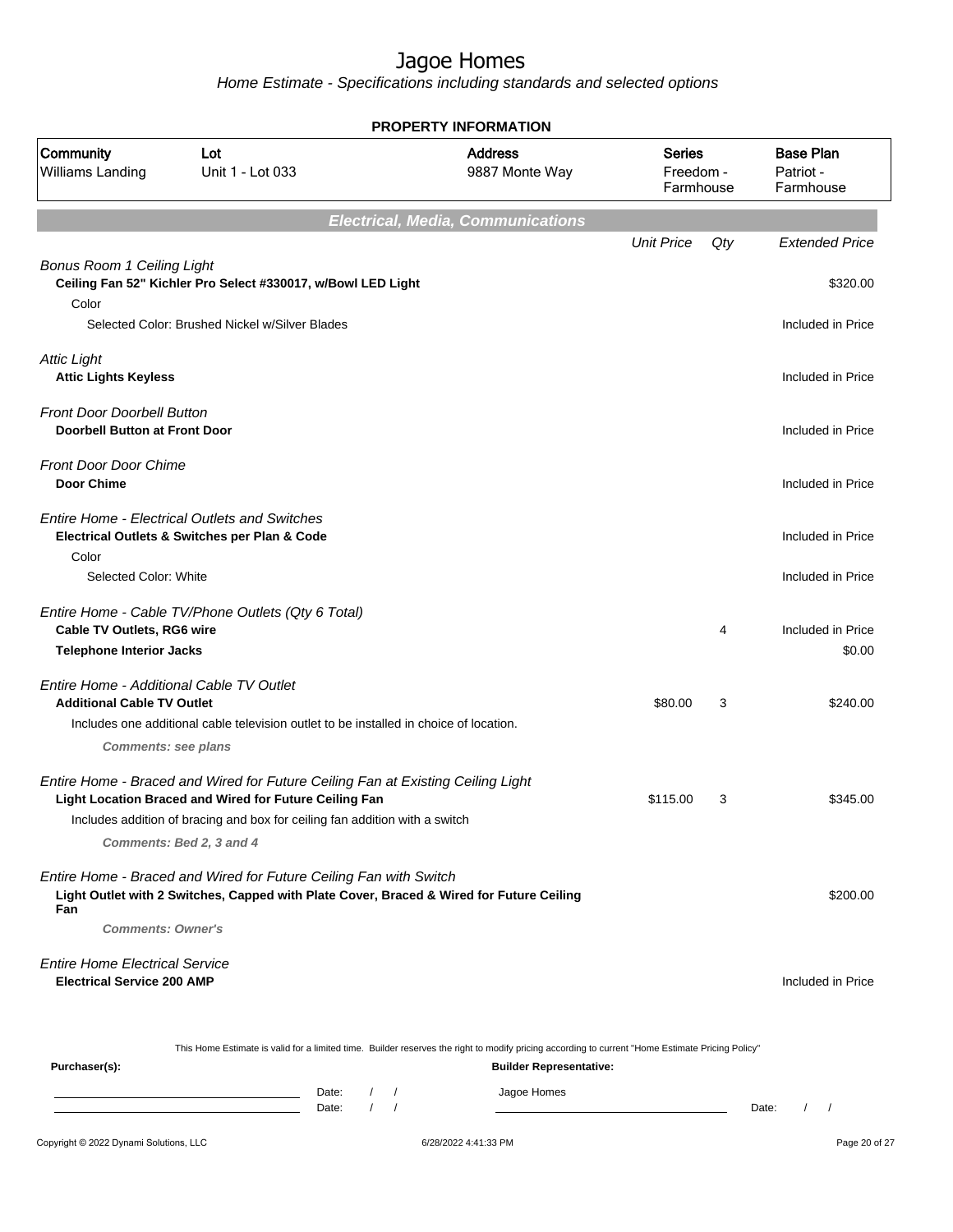# Jagoe Homes

Home Estimate - Specifications including standards and selected options

**PROPERTY INFORMATION**

| Community | Lot | Address | Series | Base Plan |
|---|---|---|---|---|
| Williams Landing | Unit 1 - Lot 033 | 9887 Monte Way | Freedom - Farmhouse | Patriot - Farmhouse |

## Electrical, Media, Communications

| | Unit Price | Qty | Extended Price |
|---|---|---|---|
| *Bonus Room 1 Ceiling Light* | | | |
| **Ceiling Fan 52" Kichler Pro Select #330017, w/Bowl LED Light** | | | $320.00 |
| Color | | | |
| Selected Color: Brushed Nickel w/Silver Blades | | | Included in Price |
| *Attic Light* | | | |
| **Attic Lights Keyless** | | | Included in Price |
| *Front Door Doorbell Button* | | | |
| **Doorbell Button at Front Door** | | | Included in Price |
| *Front Door Door Chime* | | | |
| **Door Chime** | | | Included in Price |
| *Entire Home - Electrical Outlets and Switches* | | | |
| **Electrical Outlets & Switches per Plan & Code** | | | Included in Price |
| Color | | | |
| Selected Color: White | | | Included in Price |
| *Entire Home - Cable TV/Phone Outlets (Qty 6 Total)* | | | |
| **Cable TV Outlets, RG6 wire** | | 4 | Included in Price |
| **Telephone Interior Jacks** | | | $0.00 |
| *Entire Home - Additional Cable TV Outlet* | | | |
| **Additional Cable TV Outlet** | $80.00 | 3 | $240.00 |
| Includes one additional cable television outlet to be installed in choice of location. | | | |
| ***Comments: see plans*** | | | |
| *Entire Home - Braced and Wired for Future Ceiling Fan at Existing Ceiling Light* | | | |
| **Light Location Braced and Wired for Future Ceiling Fan** | $115.00 | 3 | $345.00 |
| Includes addition of bracing and box for ceiling fan addition with a switch | | | |
| ***Comments: Bed 2, 3 and 4*** | | | |
| *Entire Home - Braced and Wired for Future Ceiling Fan with Switch* | | | |
| **Light Outlet with 2 Switches, Capped with Plate Cover, Braced & Wired for Future Ceiling Fan** | | | $200.00 |
| ***Comments: Owner's*** | | | |
| *Entire Home Electrical Service* | | | |
| **Electrical Service 200 AMP** | | | Included in Price |

This Home Estimate is valid for a limited time. Builder reserves the right to modify pricing according to current "Home Estimate Pricing Policy"

**Purchaser(s):**

______________________ Date: / /

______________________ Date: / /

**Builder Representative:**

Jagoe Homes

______________________ Date: / /

Copyright © 2022 Dynami Solutions, LLC — 6/28/2022 4:41:33 PM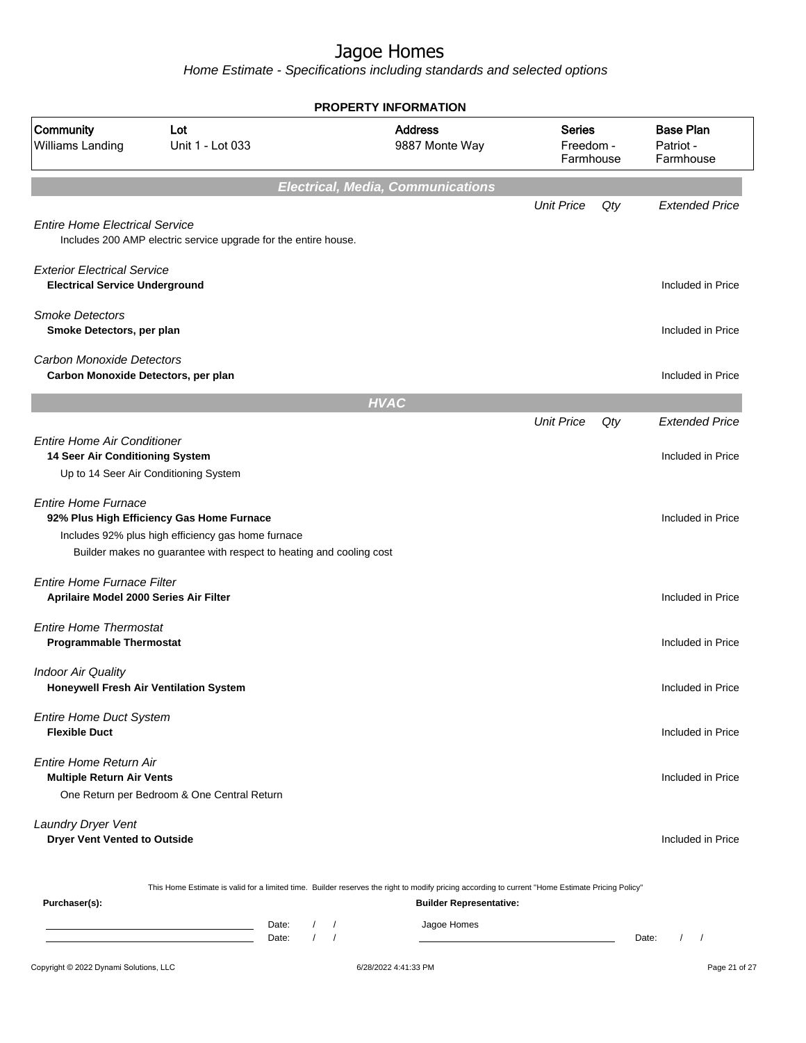# Jagoe Homes

*Home Estimate - Specifications including standards and selected options*

## PROPERTY INFORMATION

| Community | Lot | Address | Series | Base Plan |
|---|---|---|---|---|
| Williams Landing | Unit 1 - Lot 033 | 9887 Monte Way | Freedom - Farmhouse | Patriot - Farmhouse |

## Electrical, Media, Communications

| | Unit Price | Qty | Extended Price |
|---|---|---|---|
| *Entire Home Electrical Service*<br>Includes 200 AMP electric service upgrade for the entire house. | | | |
| *Exterior Electrical Service*<br>**Electrical Service Underground** | | | Included in Price |
| *Smoke Detectors*<br>**Smoke Detectors, per plan** | | | Included in Price |
| *Carbon Monoxide Detectors*<br>**Carbon Monoxide Detectors, per plan** | | | Included in Price |

## HVAC

| | Unit Price | Qty | Extended Price |
|---|---|---|---|
| *Entire Home Air Conditioner*<br>**14 Seer Air Conditioning System**<br>Up to 14 Seer Air Conditioning System | | | Included in Price |
| *Entire Home Furnace*<br>**92% Plus High Efficiency Gas Home Furnace**<br>Includes 92% plus high efficiency gas home furnace<br>Builder makes no guarantee with respect to heating and cooling cost | | | Included in Price |
| *Entire Home Furnace Filter*<br>**Aprilaire Model 2000 Series Air Filter** | | | Included in Price |
| *Entire Home Thermostat*<br>**Programmable Thermostat** | | | Included in Price |
| *Indoor Air Quality*<br>**Honeywell Fresh Air Ventilation System** | | | Included in Price |
| *Entire Home Duct System*<br>**Flexible Duct** | | | Included in Price |
| *Entire Home Return Air*<br>**Multiple Return Air Vents**<br>One Return per Bedroom & One Central Return | | | Included in Price |
| *Laundry Dryer Vent*<br>**Dryer Vent Vented to Outside** | | | Included in Price |

This Home Estimate is valid for a limited time. Builder reserves the right to modify pricing according to current "Home Estimate Pricing Policy"

**Purchaser(s):**

Date: / /

Date: / /

**Builder Representative:**

Jagoe Homes

Date: / /

Copyright © 2022 Dynami Solutions, LLC — 6/28/2022 4:41:33 PM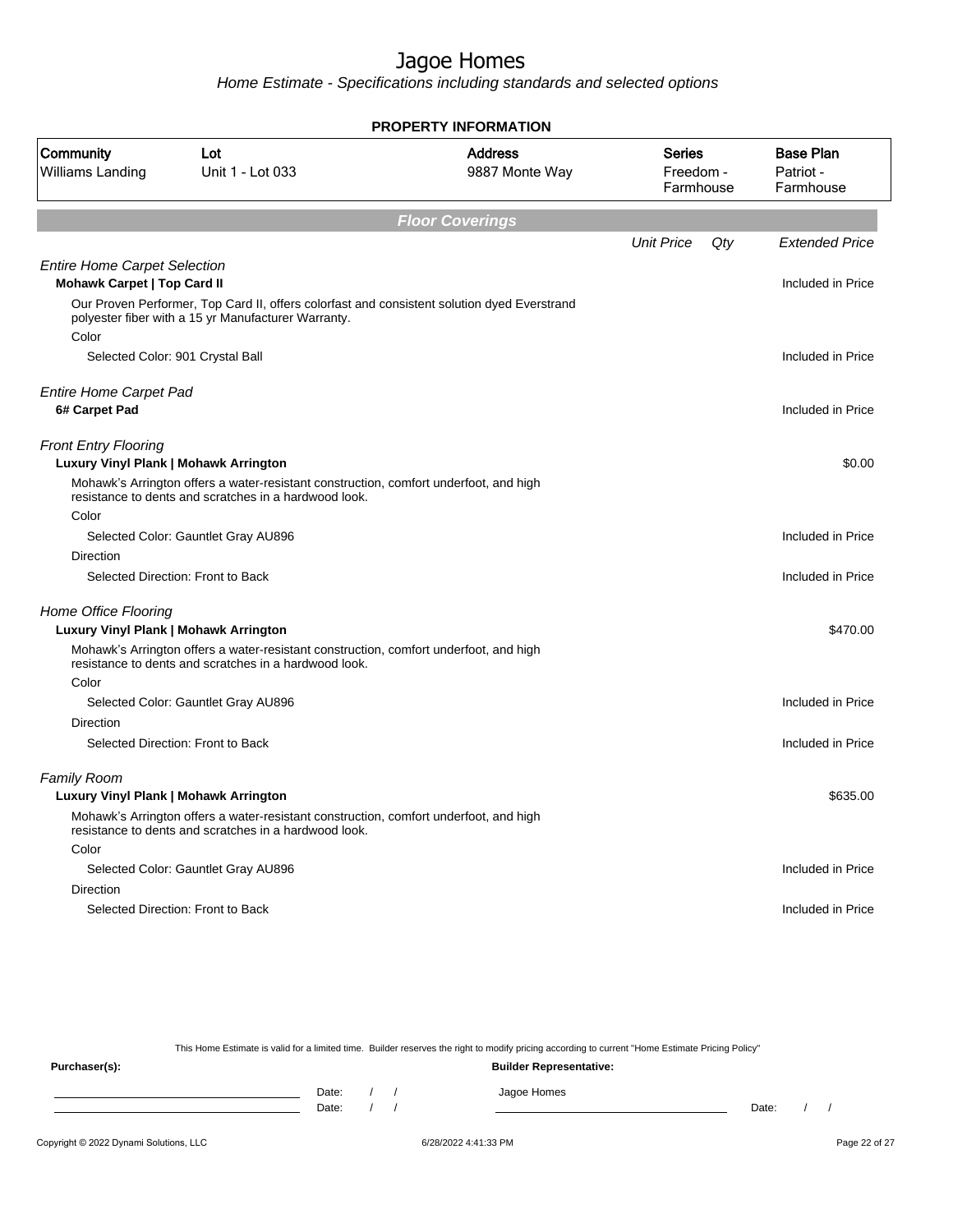# Jagoe Homes

Home Estimate - Specifications including standards and selected options

## PROPERTY INFORMATION

| Community | Lot | Address | Series | Base Plan |
|---|---|---|---|---|
| Williams Landing | Unit 1 - Lot 033 | 9887 Monte Way | Freedom - Farmhouse | Patriot - Farmhouse |

### Floor Coverings

| | Unit Price | Qty | Extended Price |
|---|---|---|---|
| *Entire Home Carpet Selection* | | | |
| **Mohawk Carpet \| Top Card II** | | | Included in Price |
| Our Proven Performer, Top Card II, offers colorfast and consistent solution dyed Everstrand polyester fiber with a 15 yr Manufacturer Warranty. | | | |
| Color | | | |
| Selected Color: 901 Crystal Ball | | | Included in Price |
| *Entire Home Carpet Pad* | | | |
| **6# Carpet Pad** | | | Included in Price |
| *Front Entry Flooring* | | | |
| **Luxury Vinyl Plank \| Mohawk Arrington** | | | $0.00 |
| Mohawk's Arrington offers a water-resistant construction, comfort underfoot, and high resistance to dents and scratches in a hardwood look. | | | |
| Color | | | |
| Selected Color: Gauntlet Gray AU896 | | | Included in Price |
| Direction | | | |
| Selected Direction: Front to Back | | | Included in Price |
| *Home Office Flooring* | | | |
| **Luxury Vinyl Plank \| Mohawk Arrington** | | | $470.00 |
| Mohawk's Arrington offers a water-resistant construction, comfort underfoot, and high resistance to dents and scratches in a hardwood look. | | | |
| Color | | | |
| Selected Color: Gauntlet Gray AU896 | | | Included in Price |
| Direction | | | |
| Selected Direction: Front to Back | | | Included in Price |
| *Family Room* | | | |
| **Luxury Vinyl Plank \| Mohawk Arrington** | | | $635.00 |
| Mohawk's Arrington offers a water-resistant construction, comfort underfoot, and high resistance to dents and scratches in a hardwood look. | | | |
| Color | | | |
| Selected Color: Gauntlet Gray AU896 | | | Included in Price |
| Direction | | | |
| Selected Direction: Front to Back | | | Included in Price |

This Home Estimate is valid for a limited time. Builder reserves the right to modify pricing according to current "Home Estimate Pricing Policy"

**Purchaser(s):**

Date: / /

Date: / /

**Builder Representative:**

Jagoe Homes

Date: / /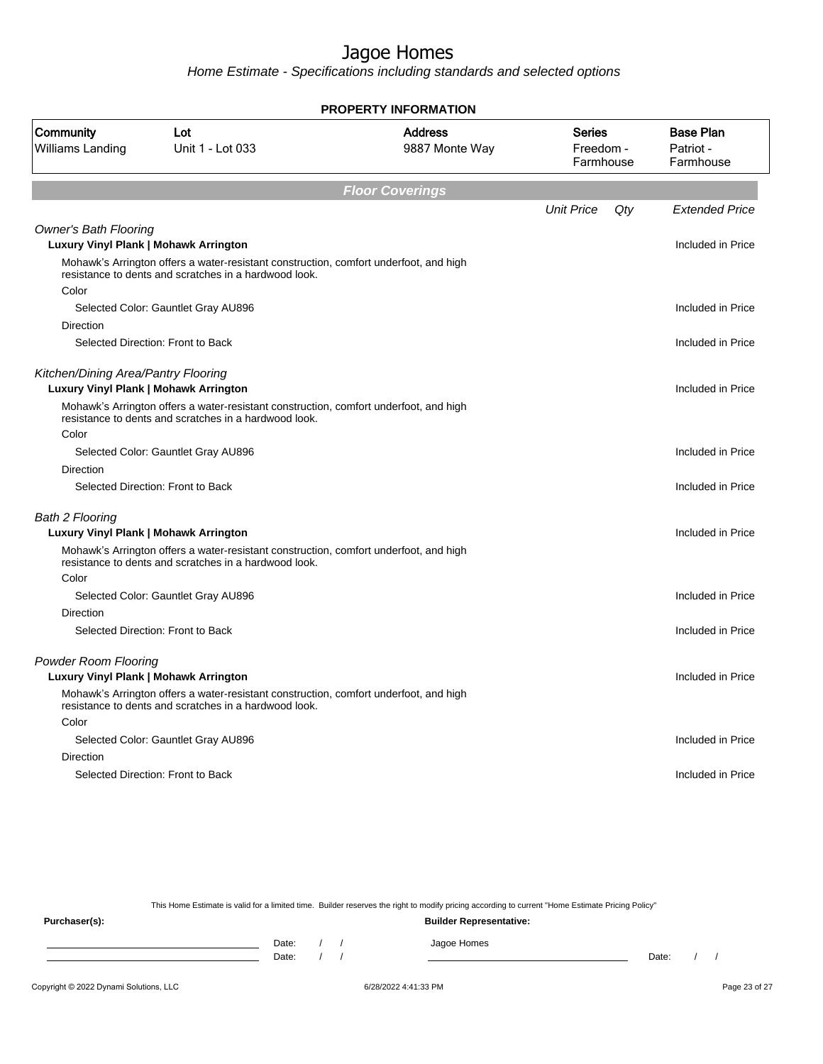# Jagoe Homes

*Home Estimate - Specifications including standards and selected options*

**PROPERTY INFORMATION**

| Community | Lot | Address | Series | Base Plan |
|---|---|---|---|---|
| Williams Landing | Unit 1 - Lot 033 | 9887 Monte Way | Freedom - Farmhouse | Patriot - Farmhouse |

## Floor Coverings

| | Unit Price | Qty | Extended Price |
|---|---|---|---|
| *Owner's Bath Flooring* | | | |
| **Luxury Vinyl Plank \| Mohawk Arrington** | | | Included in Price |
| Mohawk's Arrington offers a water-resistant construction, comfort underfoot, and high resistance to dents and scratches in a hardwood look. | | | |
| Color | | | |
| Selected Color: Gauntlet Gray AU896 | | | Included in Price |
| Direction | | | |
| Selected Direction: Front to Back | | | Included in Price |
| *Kitchen/Dining Area/Pantry Flooring* | | | |
| **Luxury Vinyl Plank \| Mohawk Arrington** | | | Included in Price |
| Mohawk's Arrington offers a water-resistant construction, comfort underfoot, and high resistance to dents and scratches in a hardwood look. | | | |
| Color | | | |
| Selected Color: Gauntlet Gray AU896 | | | Included in Price |
| Direction | | | |
| Selected Direction: Front to Back | | | Included in Price |
| *Bath 2 Flooring* | | | |
| **Luxury Vinyl Plank \| Mohawk Arrington** | | | Included in Price |
| Mohawk's Arrington offers a water-resistant construction, comfort underfoot, and high resistance to dents and scratches in a hardwood look. | | | |
| Color | | | |
| Selected Color: Gauntlet Gray AU896 | | | Included in Price |
| Direction | | | |
| Selected Direction: Front to Back | | | Included in Price |
| *Powder Room Flooring* | | | |
| **Luxury Vinyl Plank \| Mohawk Arrington** | | | Included in Price |
| Mohawk's Arrington offers a water-resistant construction, comfort underfoot, and high resistance to dents and scratches in a hardwood look. | | | |
| Color | | | |
| Selected Color: Gauntlet Gray AU896 | | | Included in Price |
| Direction | | | |
| Selected Direction: Front to Back | | | Included in Price |

This Home Estimate is valid for a limited time. Builder reserves the right to modify pricing according to current "Home Estimate Pricing Policy"

**Purchaser(s):**

Date: / /

Date: / /

**Builder Representative:**

Jagoe Homes

Date: / /

Copyright © 2022 Dynami Solutions, LLC — 6/28/2022 4:41:33 PM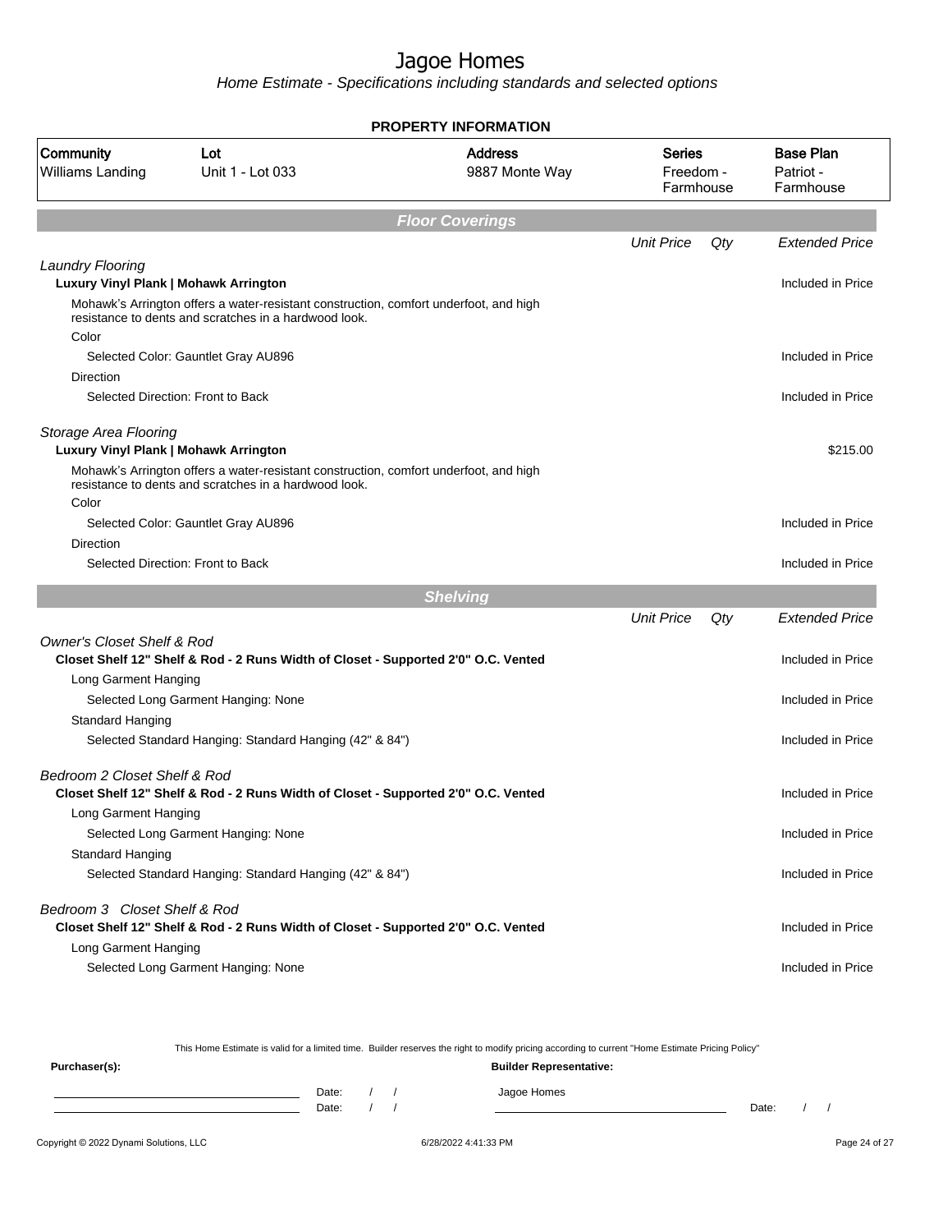# Jagoe Homes

*Home Estimate - Specifications including standards and selected options*

**PROPERTY INFORMATION**

| Community | Lot | Address | Series | Base Plan |
| --- | --- | --- | --- | --- |
| Williams Landing | Unit 1 - Lot 033 | 9887 Monte Way | Freedom - Farmhouse | Patriot - Farmhouse |

## Floor Coverings

| | Unit Price | Qty | Extended Price |
| --- | --- | --- | --- |
| *Laundry Flooring* | | | |
| **Luxury Vinyl Plank \| Mohawk Arrington** | | | Included in Price |
| Mohawk's Arrington offers a water-resistant construction, comfort underfoot, and high resistance to dents and scratches in a hardwood look. | | | |
| Color | | | |
| Selected Color: Gauntlet Gray AU896 | | | Included in Price |
| Direction | | | |
| Selected Direction: Front to Back | | | Included in Price |
| *Storage Area Flooring* | | | |
| **Luxury Vinyl Plank \| Mohawk Arrington** | | | $215.00 |
| Mohawk's Arrington offers a water-resistant construction, comfort underfoot, and high resistance to dents and scratches in a hardwood look. | | | |
| Color | | | |
| Selected Color: Gauntlet Gray AU896 | | | Included in Price |
| Direction | | | |
| Selected Direction: Front to Back | | | Included in Price |

## Shelving

| | Unit Price | Qty | Extended Price |
| --- | --- | --- | --- |
| *Owner's Closet Shelf & Rod* | | | |
| **Closet Shelf 12" Shelf & Rod - 2 Runs Width of Closet - Supported 2'0" O.C. Vented** | | | Included in Price |
| Long Garment Hanging | | | |
| Selected Long Garment Hanging: None | | | Included in Price |
| Standard Hanging | | | |
| Selected Standard Hanging: Standard Hanging (42" & 84") | | | Included in Price |
| *Bedroom 2 Closet Shelf & Rod* | | | |
| **Closet Shelf 12" Shelf & Rod - 2 Runs Width of Closet - Supported 2'0" O.C. Vented** | | | Included in Price |
| Long Garment Hanging | | | |
| Selected Long Garment Hanging: None | | | Included in Price |
| Standard Hanging | | | |
| Selected Standard Hanging: Standard Hanging (42" & 84") | | | Included in Price |
| *Bedroom 3 Closet Shelf & Rod* | | | |
| **Closet Shelf 12" Shelf & Rod - 2 Runs Width of Closet - Supported 2'0" O.C. Vented** | | | Included in Price |
| Long Garment Hanging | | | |
| Selected Long Garment Hanging: None | | | Included in Price |

This Home Estimate is valid for a limited time. Builder reserves the right to modify pricing according to current "Home Estimate Pricing Policy"

**Purchaser(s):**

Date: / /

Date: / /

**Builder Representative:**

Jagoe Homes

Date: / /

Copyright © 2022 Dynami Solutions, LLC — 6/28/2022 4:41:33 PM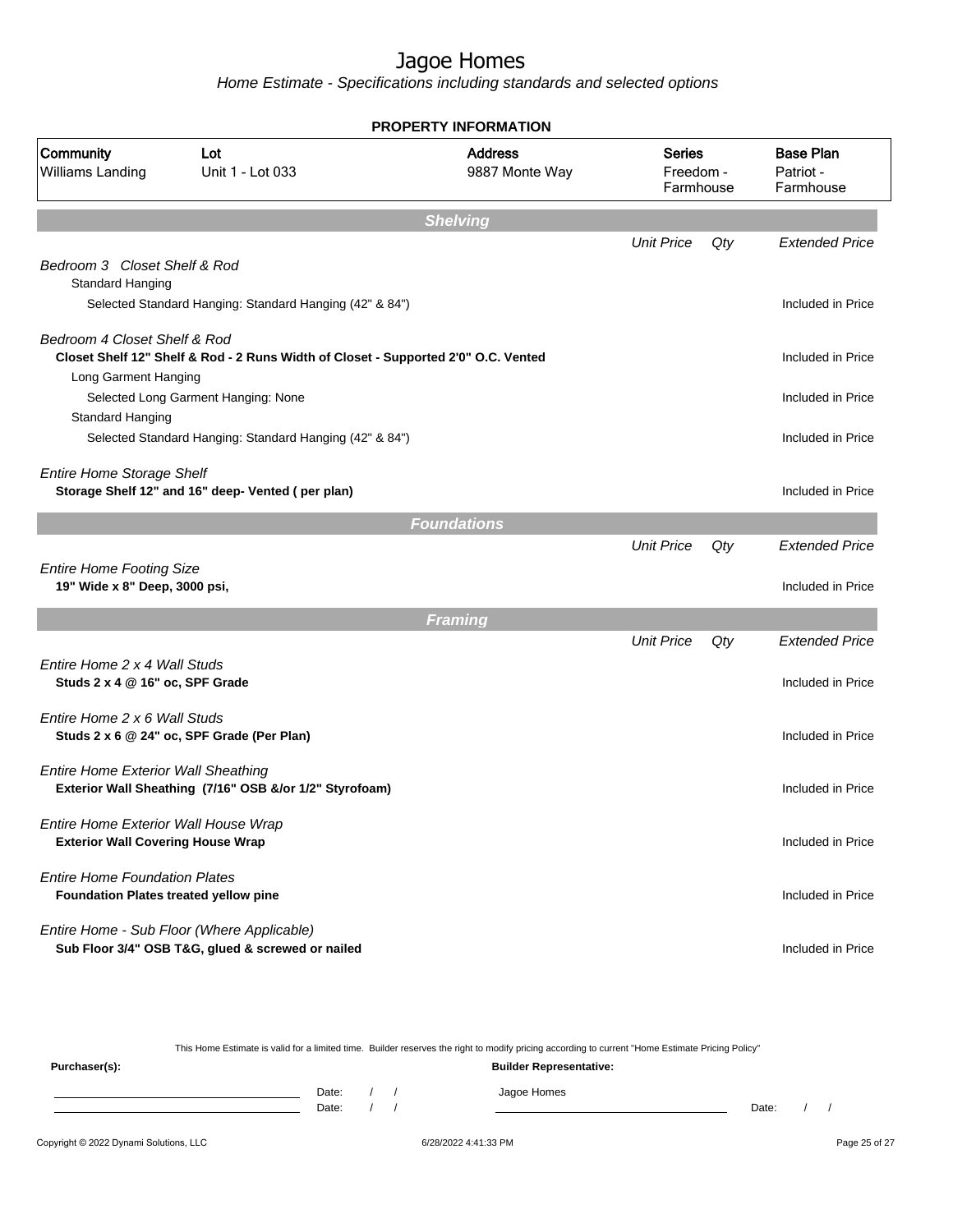# Jagoe Homes

*Home Estimate - Specifications including standards and selected options*

**PROPERTY INFORMATION**

| Community | Lot | Address | Series | Base Plan |
|---|---|---|---|---|
| Williams Landing | Unit 1 - Lot 033 | 9887 Monte Way | Freedom - Farmhouse | Patriot - Farmhouse |

## Shelving

| | Unit Price | Qty | Extended Price |
|---|---|---|---|
| *Bedroom 3 Closet Shelf & Rod* | | | |
| Standard Hanging | | | |
| Selected Standard Hanging: Standard Hanging (42" & 84") | | | Included in Price |
| *Bedroom 4 Closet Shelf & Rod* | | | |
| **Closet Shelf 12" Shelf & Rod - 2 Runs Width of Closet - Supported 2'0" O.C. Vented** | | | Included in Price |
| Long Garment Hanging | | | |
| Selected Long Garment Hanging: None | | | Included in Price |
| Standard Hanging | | | |
| Selected Standard Hanging: Standard Hanging (42" & 84") | | | Included in Price |
| *Entire Home Storage Shelf* | | | |
| **Storage Shelf 12" and 16" deep- Vented ( per plan)** | | | Included in Price |

## Foundations

| | Unit Price | Qty | Extended Price |
|---|---|---|---|
| *Entire Home Footing Size* | | | |
| **19" Wide x 8" Deep, 3000 psi,** | | | Included in Price |

## Framing

| | Unit Price | Qty | Extended Price |
|---|---|---|---|
| *Entire Home 2 x 4 Wall Studs* | | | |
| **Studs 2 x 4 @ 16" oc, SPF Grade** | | | Included in Price |
| *Entire Home 2 x 6 Wall Studs* | | | |
| **Studs 2 x 6 @ 24" oc, SPF Grade (Per Plan)** | | | Included in Price |
| *Entire Home Exterior Wall Sheathing* | | | |
| **Exterior Wall Sheathing (7/16" OSB &/or 1/2" Styrofoam)** | | | Included in Price |
| *Entire Home Exterior Wall House Wrap* | | | |
| **Exterior Wall Covering House Wrap** | | | Included in Price |
| *Entire Home Foundation Plates* | | | |
| **Foundation Plates treated yellow pine** | | | Included in Price |
| *Entire Home - Sub Floor (Where Applicable)* | | | |
| **Sub Floor 3/4" OSB T&G, glued & screwed or nailed** | | | Included in Price |

This Home Estimate is valid for a limited time. Builder reserves the right to modify pricing according to current "Home Estimate Pricing Policy"

**Purchaser(s):** &nbsp;&nbsp;&nbsp;&nbsp; **Builder Representative:**

Date: / / &nbsp;&nbsp;&nbsp;&nbsp; Jagoe Homes

Date: / / &nbsp;&nbsp;&nbsp;&nbsp; Date: / /

Copyright © 2022 Dynami Solutions, LLC &nbsp;&nbsp;&nbsp;&nbsp; 6/28/2022 4:41:33 PM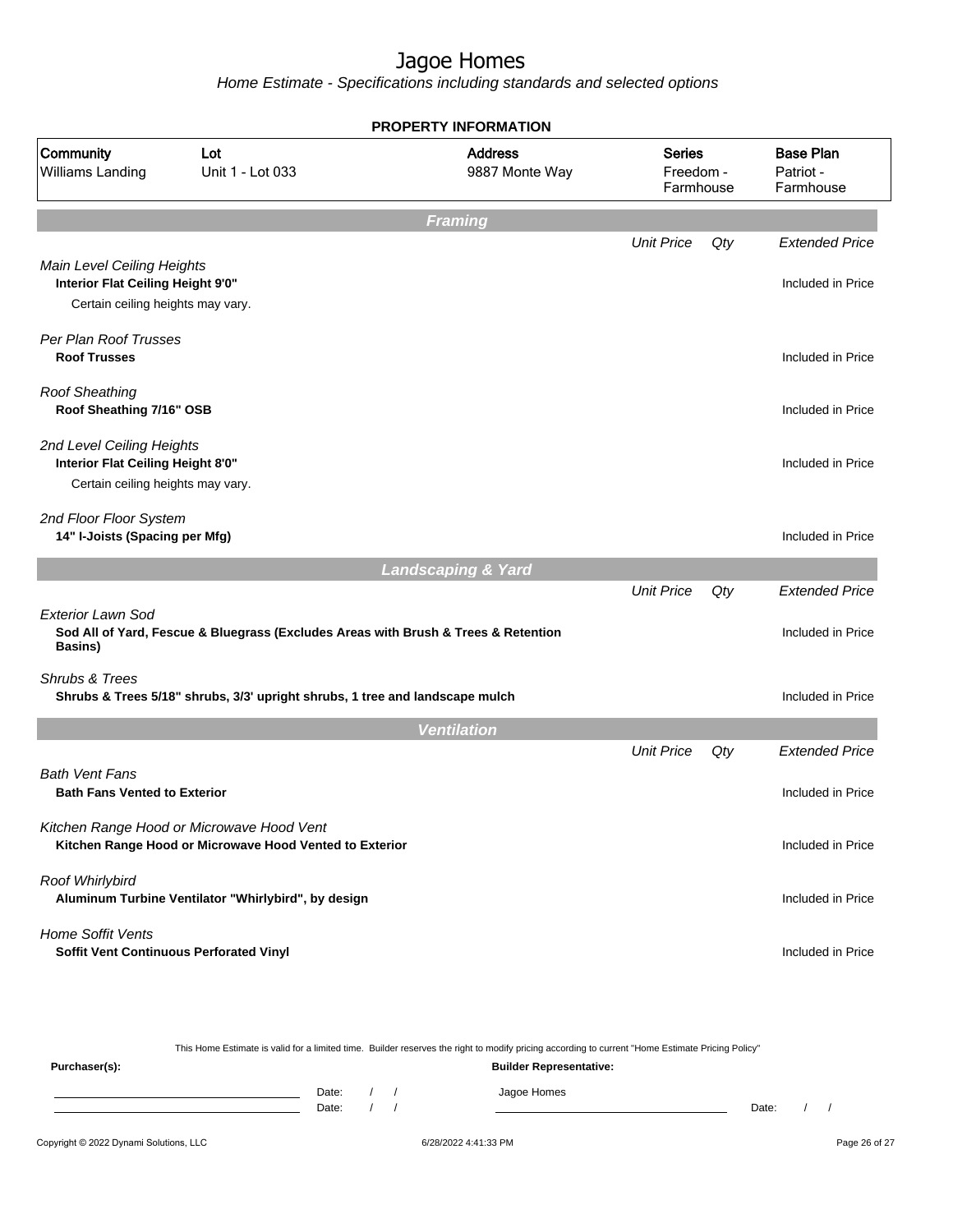# Jagoe Homes

Home Estimate - Specifications including standards and selected options

**PROPERTY INFORMATION**

| Community | Lot | Address | Series | Base Plan |
|---|---|---|---|---|
| Williams Landing | Unit 1 - Lot 033 | 9887 Monte Way | Freedom - Farmhouse | Patriot - Farmhouse |

## Framing

| | Unit Price | Qty | Extended Price |
|---|---|---|---|
| *Main Level Ceiling Heights* | | | |
| **Interior Flat Ceiling Height 9'0"** | | | Included in Price |
| Certain ceiling heights may vary. | | | |
| *Per Plan Roof Trusses* | | | |
| **Roof Trusses** | | | Included in Price |
| *Roof Sheathing* | | | |
| **Roof Sheathing 7/16" OSB** | | | Included in Price |
| *2nd Level Ceiling Heights* | | | |
| **Interior Flat Ceiling Height 8'0"** | | | Included in Price |
| Certain ceiling heights may vary. | | | |
| *2nd Floor Floor System* | | | |
| **14" I-Joists (Spacing per Mfg)** | | | Included in Price |

## Landscaping & Yard

| | Unit Price | Qty | Extended Price |
|---|---|---|---|
| *Exterior Lawn Sod* | | | |
| **Sod All of Yard, Fescue & Bluegrass (Excludes Areas with Brush & Trees & Retention Basins)** | | | Included in Price |
| *Shrubs & Trees* | | | |
| **Shrubs & Trees 5/18" shrubs, 3/3' upright shrubs, 1 tree and landscape mulch** | | | Included in Price |

## Ventilation

| | Unit Price | Qty | Extended Price |
|---|---|---|---|
| *Bath Vent Fans* | | | |
| **Bath Fans Vented to Exterior** | | | Included in Price |
| *Kitchen Range Hood or Microwave Hood Vent* | | | |
| **Kitchen Range Hood or Microwave Hood Vented to Exterior** | | | Included in Price |
| *Roof Whirlybird* | | | |
| **Aluminum Turbine Ventilator "Whirlybird", by design** | | | Included in Price |
| *Home Soffit Vents* | | | |
| **Soffit Vent Continuous Perforated Vinyl** | | | Included in Price |

This Home Estimate is valid for a limited time. Builder reserves the right to modify pricing according to current "Home Estimate Pricing Policy"

**Purchaser(s):**

\_\_\_\_\_\_\_\_\_\_\_\_\_\_\_\_\_\_\_\_ Date: / /

\_\_\_\_\_\_\_\_\_\_\_\_\_\_\_\_\_\_\_\_ Date: / /

**Builder Representative:**

Jagoe Homes

\_\_\_\_\_\_\_\_\_\_\_\_\_\_\_\_\_\_\_\_ Date: / /

Copyright © 2022 Dynami Solutions, LLC — 6/28/2022 4:41:33 PM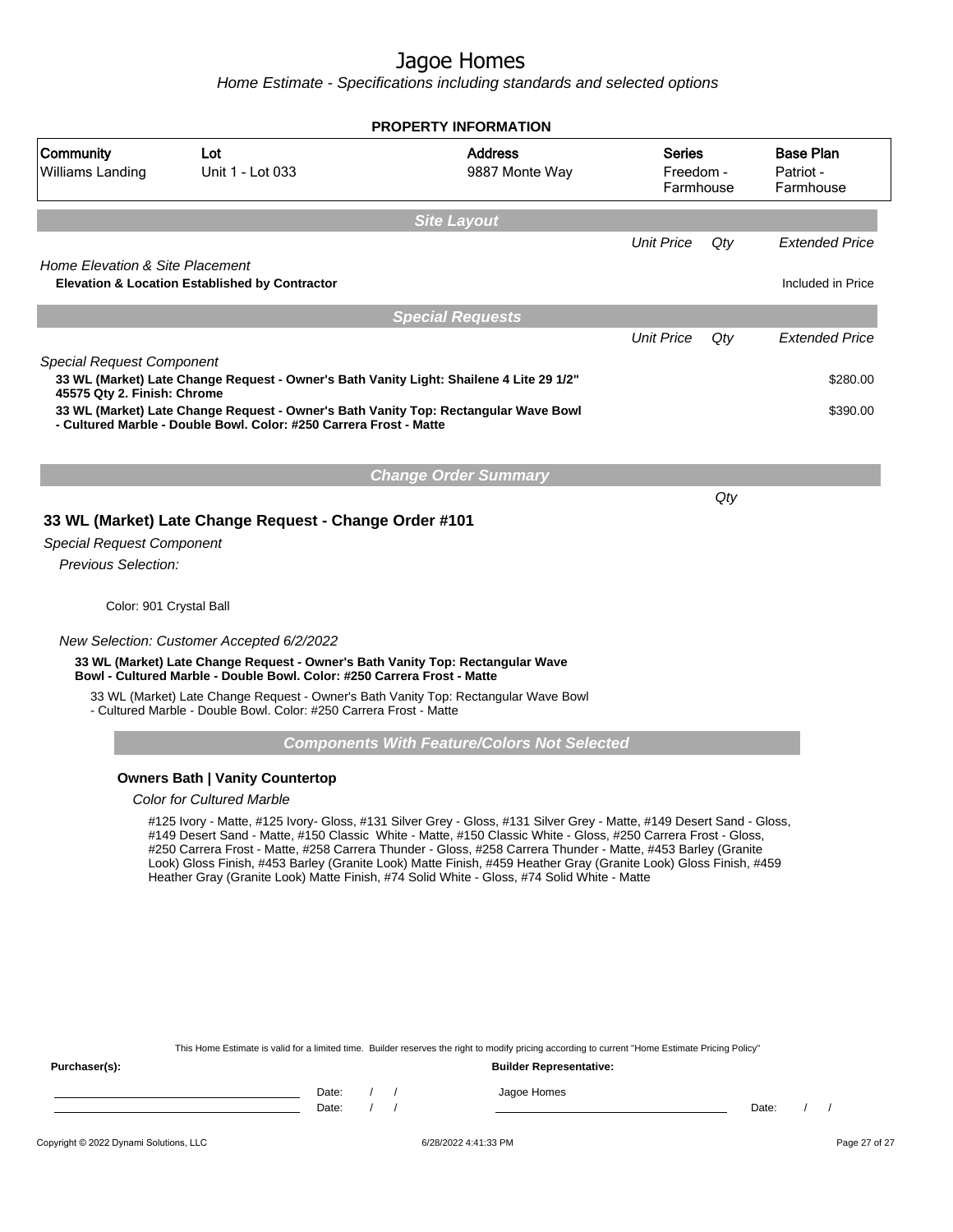# Jagoe Homes

*Home Estimate - Specifications including standards and selected options*

**PROPERTY INFORMATION**

| Community | Lot | Address | Series | Base Plan |
|---|---|---|---|---|
| Williams Landing | Unit 1 - Lot 033 | 9887 Monte Way | Freedom - Farmhouse | Patriot - Farmhouse |

## Site Layout

| | Unit Price | Qty | Extended Price |
|---|---|---|---|
| *Home Elevation & Site Placement* | | | |
| **Elevation & Location Established by Contractor** | | | Included in Price |

## Special Requests

| | Unit Price | Qty | Extended Price |
|---|---|---|---|
| *Special Request Component* | | | |
| **33 WL (Market) Late Change Request - Owner's Bath Vanity Light: Shailene 4 Lite 29 1/2" 45575 Qty 2. Finish: Chrome** | | | $280.00 |
| **33 WL (Market) Late Change Request - Owner's Bath Vanity Top: Rectangular Wave Bowl - Cultured Marble - Double Bowl. Color: #250 Carrera Frost - Matte** | | | $390.00 |

## Change Order Summary

Qty

### 33 WL (Market) Late Change Request - Change Order #101

*Special Request Component*

*Previous Selection:*

Color: 901 Crystal Ball

*New Selection: Customer Accepted 6/2/2022*

**33 WL (Market) Late Change Request - Owner's Bath Vanity Top: Rectangular Wave Bowl - Cultured Marble - Double Bowl. Color: #250 Carrera Frost - Matte**

33 WL (Market) Late Change Request - Owner's Bath Vanity Top: Rectangular Wave Bowl - Cultured Marble - Double Bowl. Color: #250 Carrera Frost - Matte

## Components With Feature/Colors Not Selected

**Owners Bath | Vanity Countertop**

*Color for Cultured Marble*

#125 Ivory - Matte, #125 Ivory- Gloss, #131 Silver Grey - Gloss, #131 Silver Grey - Matte, #149 Desert Sand - Gloss, #149 Desert Sand - Matte, #150 Classic White - Matte, #150 Classic White - Gloss, #250 Carrera Frost - Gloss, #250 Carrera Frost - Matte, #258 Carrera Thunder - Gloss, #258 Carrera Thunder - Matte, #453 Barley (Granite Look) Gloss Finish, #453 Barley (Granite Look) Matte Finish, #459 Heather Gray (Granite Look) Gloss Finish, #459 Heather Gray (Granite Look) Matte Finish, #74 Solid White - Gloss, #74 Solid White - Matte

This Home Estimate is valid for a limited time. Builder reserves the right to modify pricing according to current "Home Estimate Pricing Policy"

**Purchaser(s):** **Builder Representative:**

Date: / / Jagoe Homes

Date: / / Date: / /